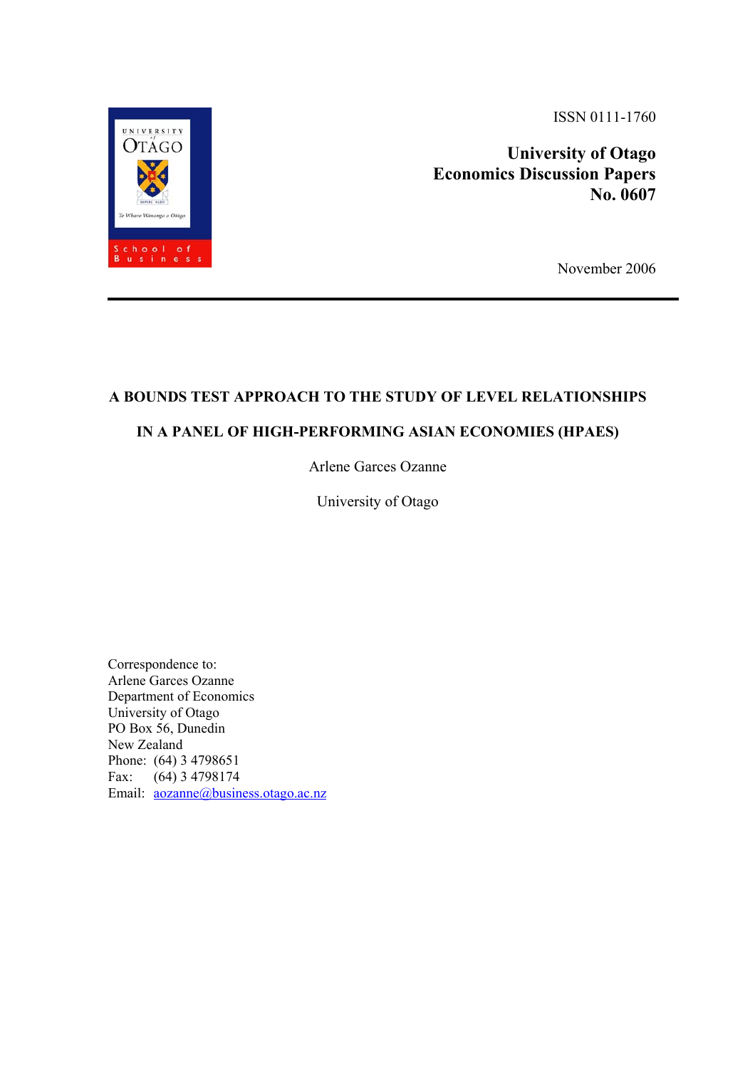ISSN 0111-1760

**University of Otago**
**Economics Discussion Papers**
**No. 0607**

November 2006

---

# A BOUNDS TEST APPROACH TO THE STUDY OF LEVEL RELATIONSHIPS IN A PANEL OF HIGH-PERFORMING ASIAN ECONOMIES (HPAES)

Arlene Garces Ozanne

University of Otago

Correspondence to:
Arlene Garces Ozanne
Department of Economics
University of Otago
PO Box 56, Dunedin
New Zealand
Phone: (64) 3 4798651
Fax: (64) 3 4798174
Email: aozanne@business.otago.ac.nz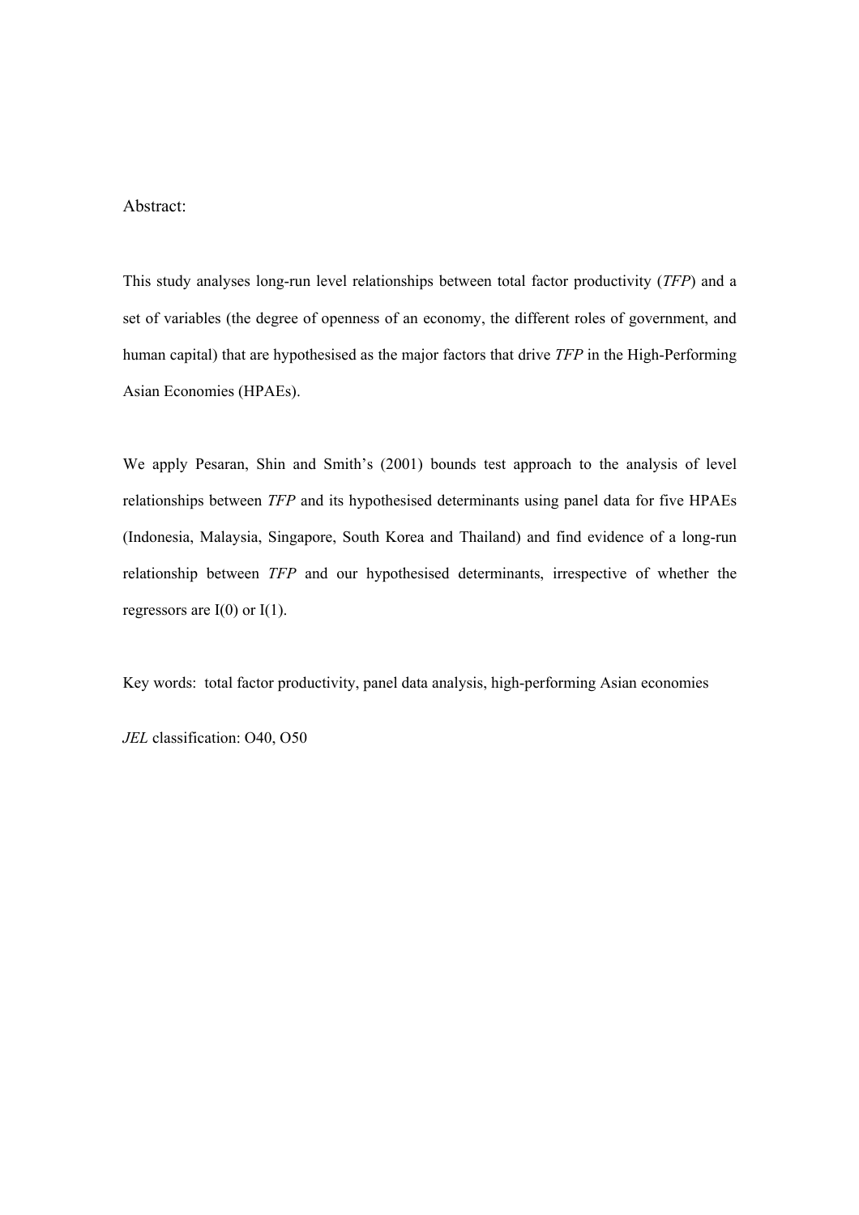Abstract:

This study analyses long-run level relationships between total factor productivity (*TFP*) and a set of variables (the degree of openness of an economy, the different roles of government, and human capital) that are hypothesised as the major factors that drive *TFP* in the High-Performing Asian Economies (HPAEs).

We apply Pesaran, Shin and Smith's (2001) bounds test approach to the analysis of level relationships between *TFP* and its hypothesised determinants using panel data for five HPAEs (Indonesia, Malaysia, Singapore, South Korea and Thailand) and find evidence of a long-run relationship between *TFP* and our hypothesised determinants, irrespective of whether the regressors are I(0) or I(1).

Key words: total factor productivity, panel data analysis, high-performing Asian economies

*JEL* classification: O40, O50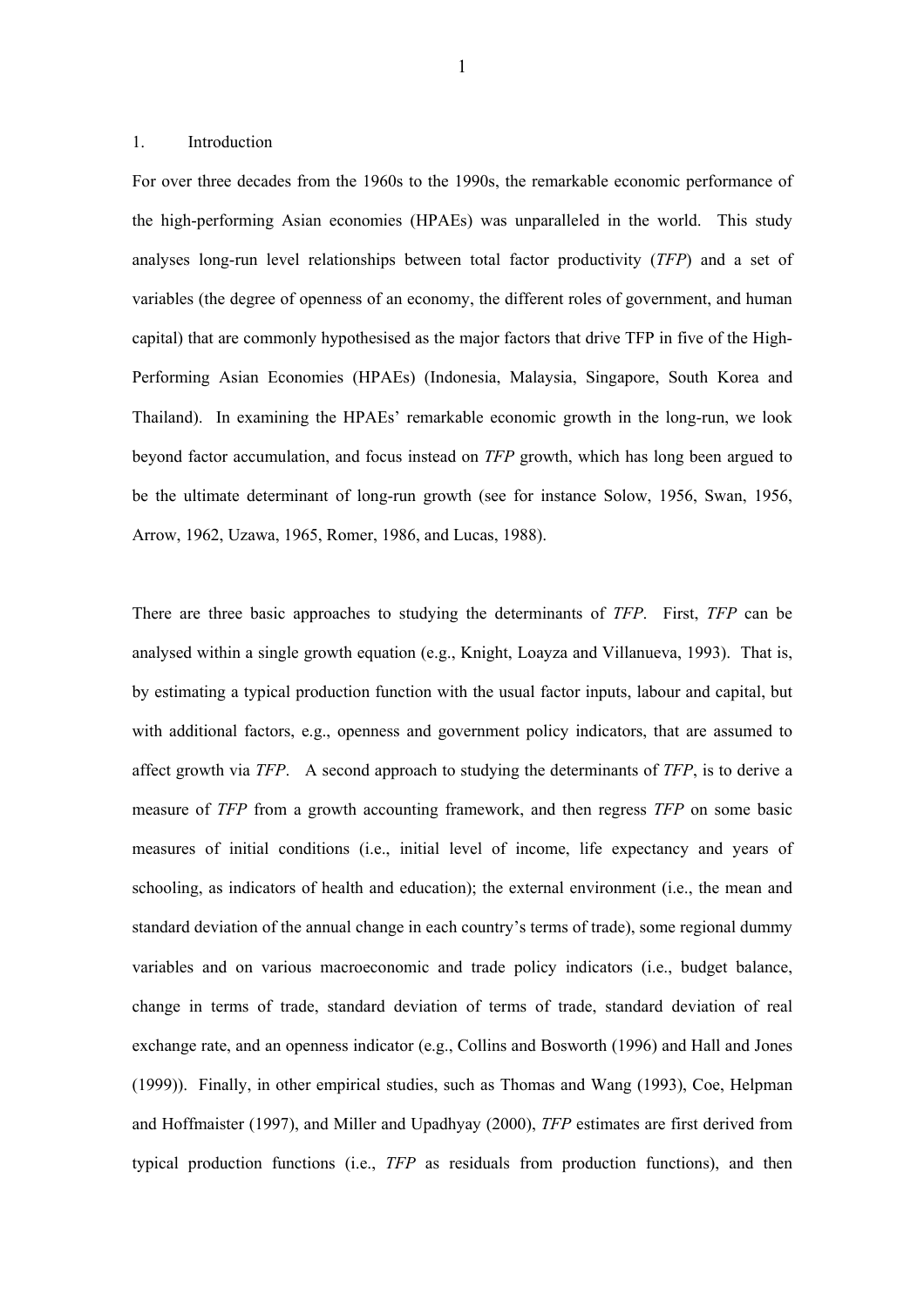## 1. Introduction

For over three decades from the 1960s to the 1990s, the remarkable economic performance of the high-performing Asian economies (HPAEs) was unparalleled in the world. This study analyses long-run level relationships between total factor productivity (*TFP*) and a set of variables (the degree of openness of an economy, the different roles of government, and human capital) that are commonly hypothesised as the major factors that drive TFP in five of the High-Performing Asian Economies (HPAEs) (Indonesia, Malaysia, Singapore, South Korea and Thailand). In examining the HPAEs' remarkable economic growth in the long-run, we look beyond factor accumulation, and focus instead on *TFP* growth, which has long been argued to be the ultimate determinant of long-run growth (see for instance Solow, 1956, Swan, 1956, Arrow, 1962, Uzawa, 1965, Romer, 1986, and Lucas, 1988).

There are three basic approaches to studying the determinants of *TFP*. First, *TFP* can be analysed within a single growth equation (e.g., Knight, Loayza and Villanueva, 1993). That is, by estimating a typical production function with the usual factor inputs, labour and capital, but with additional factors, e.g., openness and government policy indicators, that are assumed to affect growth via *TFP*. A second approach to studying the determinants of *TFP*, is to derive a measure of *TFP* from a growth accounting framework, and then regress *TFP* on some basic measures of initial conditions (i.e., initial level of income, life expectancy and years of schooling, as indicators of health and education); the external environment (i.e., the mean and standard deviation of the annual change in each country's terms of trade), some regional dummy variables and on various macroeconomic and trade policy indicators (i.e., budget balance, change in terms of trade, standard deviation of terms of trade, standard deviation of real exchange rate, and an openness indicator (e.g., Collins and Bosworth (1996) and Hall and Jones (1999)). Finally, in other empirical studies, such as Thomas and Wang (1993), Coe, Helpman and Hoffmaister (1997), and Miller and Upadhyay (2000), *TFP* estimates are first derived from typical production functions (i.e., *TFP* as residuals from production functions), and then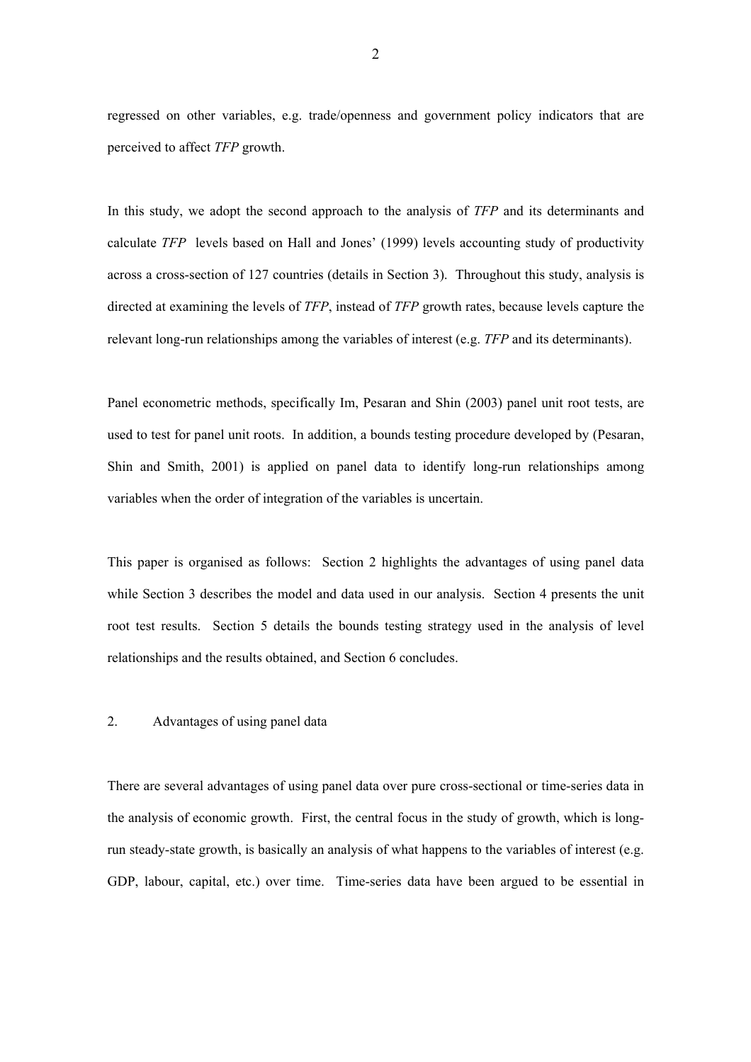regressed on other variables, e.g. trade/openness and government policy indicators that are perceived to affect *TFP* growth.

In this study, we adopt the second approach to the analysis of *TFP* and its determinants and calculate *TFP* levels based on Hall and Jones' (1999) levels accounting study of productivity across a cross-section of 127 countries (details in Section 3). Throughout this study, analysis is directed at examining the levels of *TFP*, instead of *TFP* growth rates, because levels capture the relevant long-run relationships among the variables of interest (e.g. *TFP* and its determinants).

Panel econometric methods, specifically Im, Pesaran and Shin (2003) panel unit root tests, are used to test for panel unit roots. In addition, a bounds testing procedure developed by (Pesaran, Shin and Smith, 2001) is applied on panel data to identify long-run relationships among variables when the order of integration of the variables is uncertain.

This paper is organised as follows: Section 2 highlights the advantages of using panel data while Section 3 describes the model and data used in our analysis. Section 4 presents the unit root test results. Section 5 details the bounds testing strategy used in the analysis of level relationships and the results obtained, and Section 6 concludes.

## 2. Advantages of using panel data

There are several advantages of using panel data over pure cross-sectional or time-series data in the analysis of economic growth. First, the central focus in the study of growth, which is long-run steady-state growth, is basically an analysis of what happens to the variables of interest (e.g. GDP, labour, capital, etc.) over time. Time-series data have been argued to be essential in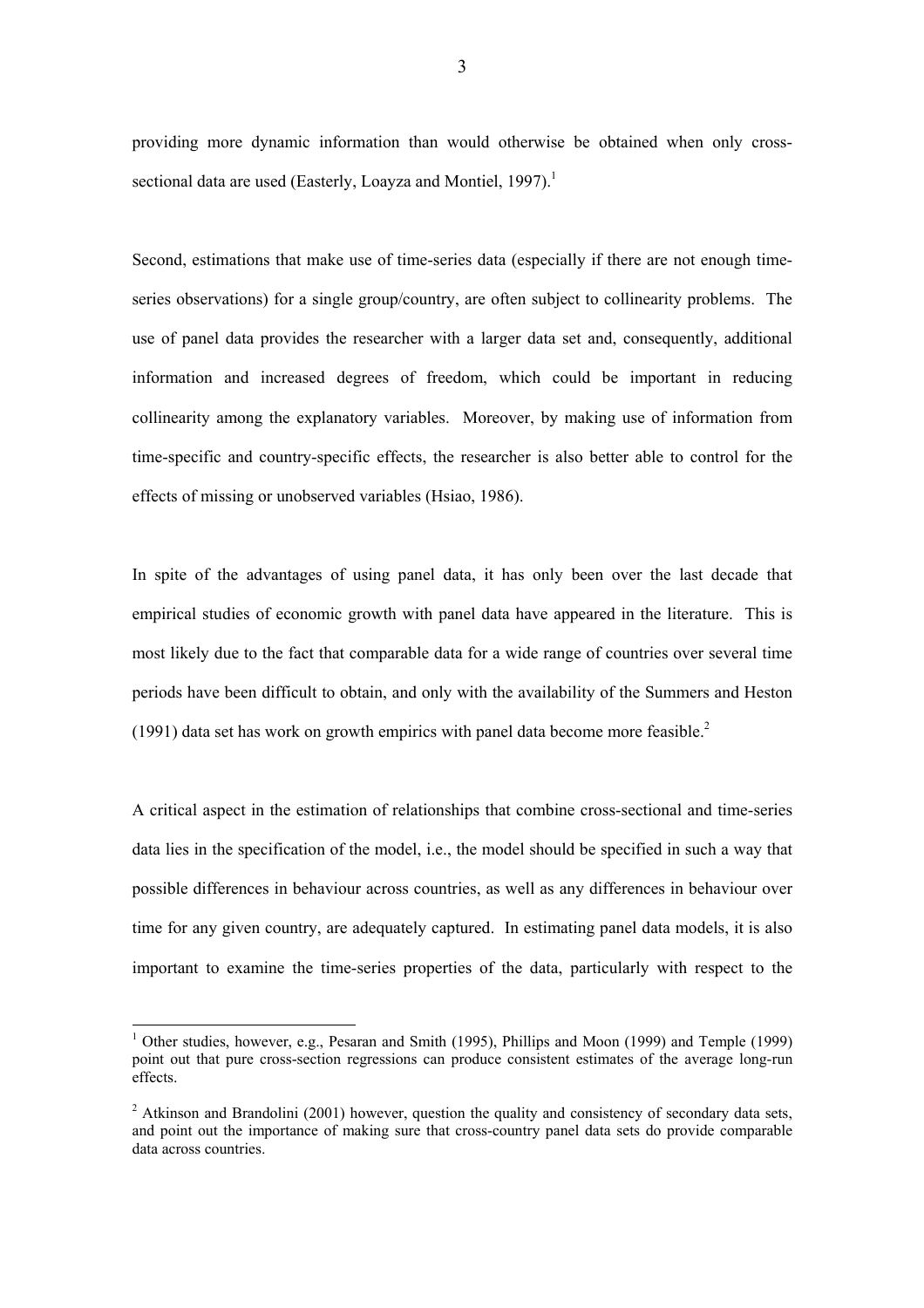providing more dynamic information than would otherwise be obtained when only cross-sectional data are used (Easterly, Loayza and Montiel, 1997).[1]

Second, estimations that make use of time-series data (especially if there are not enough time-series observations) for a single group/country, are often subject to collinearity problems. The use of panel data provides the researcher with a larger data set and, consequently, additional information and increased degrees of freedom, which could be important in reducing collinearity among the explanatory variables. Moreover, by making use of information from time-specific and country-specific effects, the researcher is also better able to control for the effects of missing or unobserved variables (Hsiao, 1986).

In spite of the advantages of using panel data, it has only been over the last decade that empirical studies of economic growth with panel data have appeared in the literature. This is most likely due to the fact that comparable data for a wide range of countries over several time periods have been difficult to obtain, and only with the availability of the Summers and Heston (1991) data set has work on growth empirics with panel data become more feasible.[2]

A critical aspect in the estimation of relationships that combine cross-sectional and time-series data lies in the specification of the model, i.e., the model should be specified in such a way that possible differences in behaviour across countries, as well as any differences in behaviour over time for any given country, are adequately captured. In estimating panel data models, it is also important to examine the time-series properties of the data, particularly with respect to the

[1] Other studies, however, e.g., Pesaran and Smith (1995), Phillips and Moon (1999) and Temple (1999) point out that pure cross-section regressions can produce consistent estimates of the average long-run effects.

[2] Atkinson and Brandolini (2001) however, question the quality and consistency of secondary data sets, and point out the importance of making sure that cross-country panel data sets do provide comparable data across countries.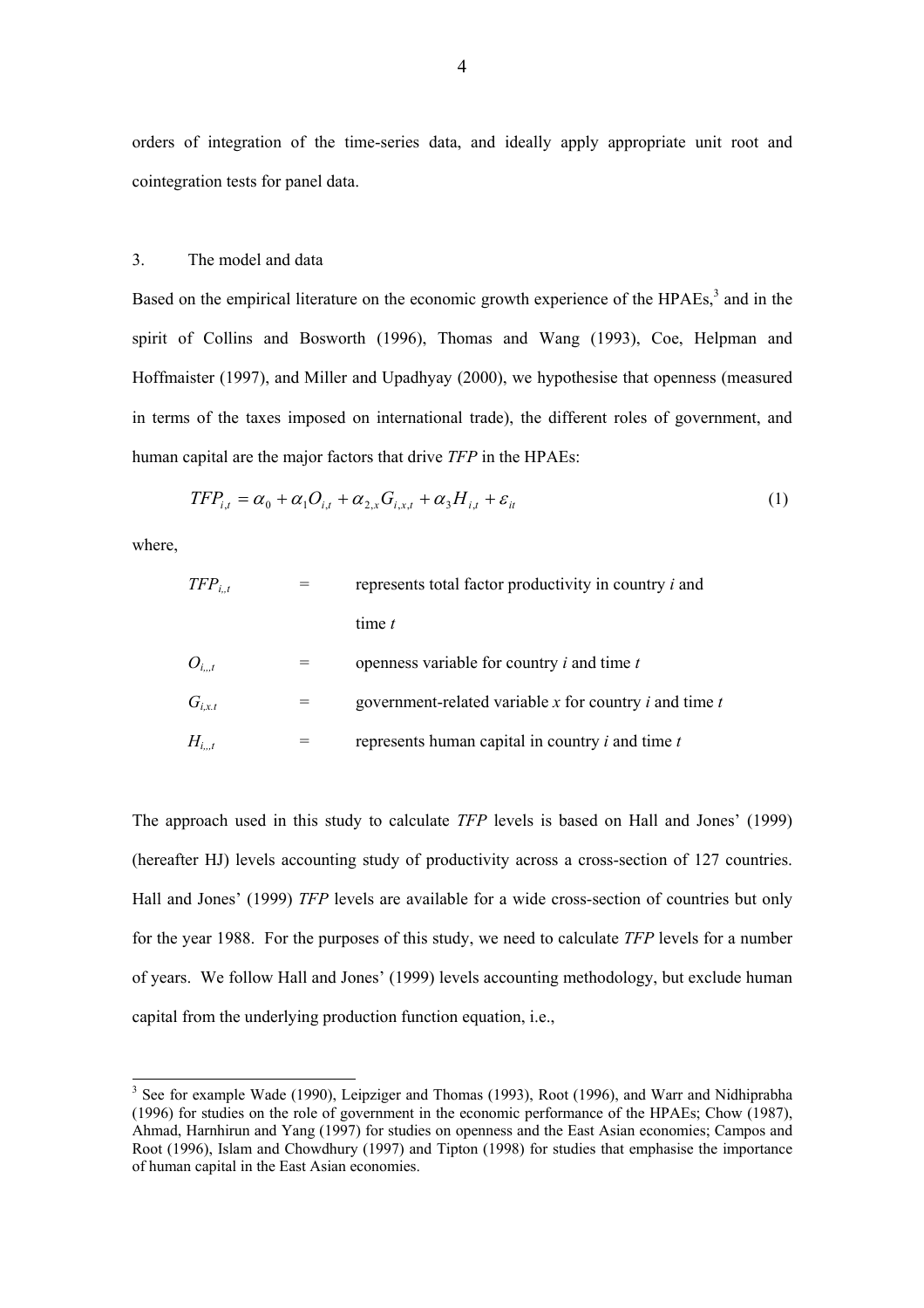orders of integration of the time-series data, and ideally apply appropriate unit root and cointegration tests for panel data.

## 3. The model and data

Based on the empirical literature on the economic growth experience of the HPAEs,[3] and in the spirit of Collins and Bosworth (1996), Thomas and Wang (1993), Coe, Helpman and Hoffmaister (1997), and Miller and Upadhyay (2000), we hypothesise that openness (measured in terms of the taxes imposed on international trade), the different roles of government, and human capital are the major factors that drive *TFP* in the HPAEs:

$$TFP_{i,t} = \alpha_0 + \alpha_1 O_{i,t} + \alpha_{2,x} G_{i,x,t} + \alpha_3 H_{i,t} + \varepsilon_{it} \tag{1}$$

where,

| | | |
|---|---|---|
| $TFP_{i,,t}$ | = | represents total factor productivity in country *i* and time *t* |
| $O_{i,,t}$ | = | openness variable for country *i* and time *t* |
| $G_{i,x.t}$ | = | government-related variable *x* for country *i* and time *t* |
| $H_{i,,t}$ | = | represents human capital in country *i* and time *t* |

The approach used in this study to calculate *TFP* levels is based on Hall and Jones' (1999) (hereafter HJ) levels accounting study of productivity across a cross-section of 127 countries. Hall and Jones' (1999) *TFP* levels are available for a wide cross-section of countries but only for the year 1988. For the purposes of this study, we need to calculate *TFP* levels for a number of years. We follow Hall and Jones' (1999) levels accounting methodology, but exclude human capital from the underlying production function equation, i.e.,

---

[3] See for example Wade (1990), Leipziger and Thomas (1993), Root (1996), and Warr and Nidhiprabha (1996) for studies on the role of government in the economic performance of the HPAEs; Chow (1987), Ahmad, Harnhirun and Yang (1997) for studies on openness and the East Asian economies; Campos and Root (1996), Islam and Chowdhury (1997) and Tipton (1998) for studies that emphasise the importance of human capital in the East Asian economies.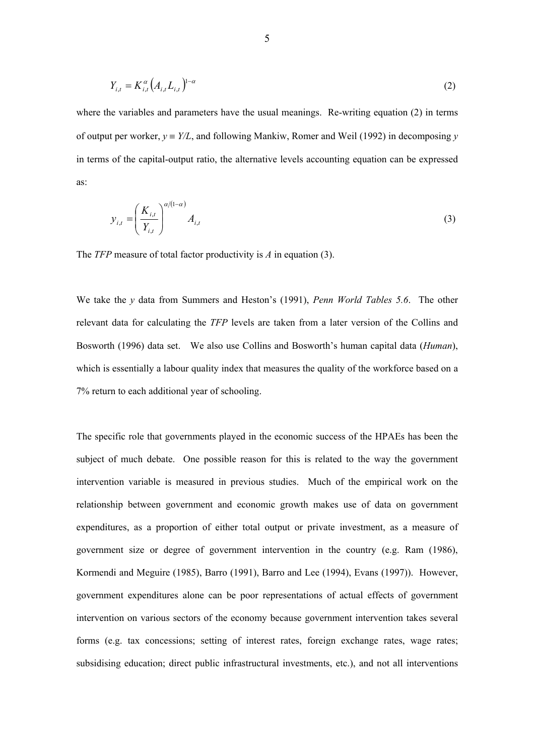$$Y_{i,t} = K_{i,t}^{\alpha}\left(A_{i,t}L_{i,t}\right)^{1-\alpha} \tag{2}$$

where the variables and parameters have the usual meanings. Re-writing equation (2) in terms of output per worker, $y \equiv Y/L$, and following Mankiw, Romer and Weil (1992) in decomposing $y$ in terms of the capital-output ratio, the alternative levels accounting equation can be expressed as:

$$y_{i,t} = \left(\frac{K_{i,t}}{Y_{i,t}}\right)^{\alpha/(1-\alpha)} A_{i,t} \tag{3}$$

The *TFP* measure of total factor productivity is $A$ in equation (3).

We take the $y$ data from Summers and Heston's (1991), *Penn World Tables 5.6*. The other relevant data for calculating the *TFP* levels are taken from a later version of the Collins and Bosworth (1996) data set. We also use Collins and Bosworth's human capital data (*Human*), which is essentially a labour quality index that measures the quality of the workforce based on a 7% return to each additional year of schooling.

The specific role that governments played in the economic success of the HPAEs has been the subject of much debate. One possible reason for this is related to the way the government intervention variable is measured in previous studies. Much of the empirical work on the relationship between government and economic growth makes use of data on government expenditures, as a proportion of either total output or private investment, as a measure of government size or degree of government intervention in the country (e.g. Ram (1986), Kormendi and Meguire (1985), Barro (1991), Barro and Lee (1994), Evans (1997)). However, government expenditures alone can be poor representations of actual effects of government intervention on various sectors of the economy because government intervention takes several forms (e.g. tax concessions; setting of interest rates, foreign exchange rates, wage rates; subsidising education; direct public infrastructural investments, etc.), and not all interventions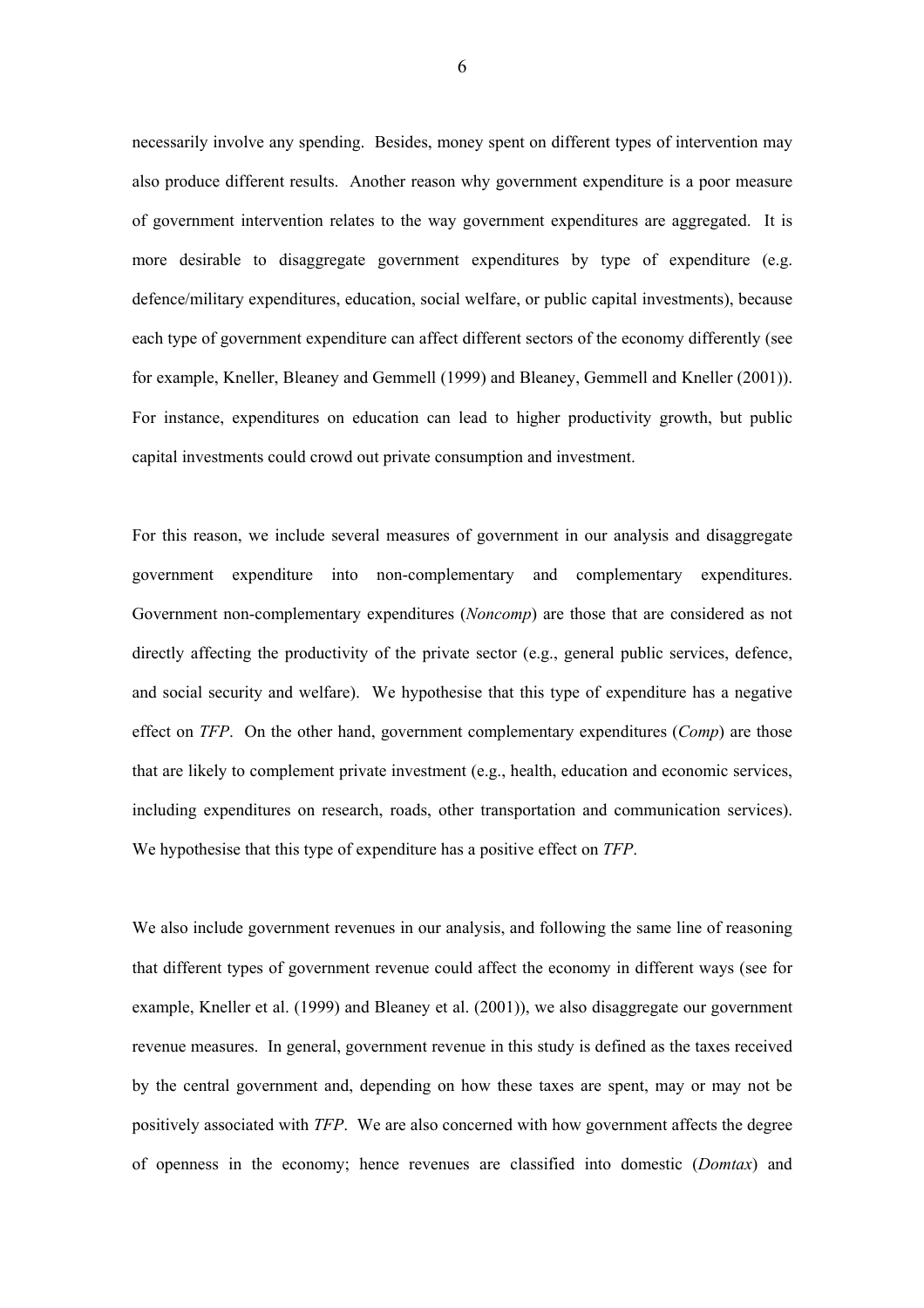necessarily involve any spending. Besides, money spent on different types of intervention may also produce different results. Another reason why government expenditure is a poor measure of government intervention relates to the way government expenditures are aggregated. It is more desirable to disaggregate government expenditures by type of expenditure (e.g. defence/military expenditures, education, social welfare, or public capital investments), because each type of government expenditure can affect different sectors of the economy differently (see for example, Kneller, Bleaney and Gemmell (1999) and Bleaney, Gemmell and Kneller (2001)). For instance, expenditures on education can lead to higher productivity growth, but public capital investments could crowd out private consumption and investment.

For this reason, we include several measures of government in our analysis and disaggregate government expenditure into non-complementary and complementary expenditures. Government non-complementary expenditures (*Noncomp*) are those that are considered as not directly affecting the productivity of the private sector (e.g., general public services, defence, and social security and welfare). We hypothesise that this type of expenditure has a negative effect on *TFP*. On the other hand, government complementary expenditures (*Comp*) are those that are likely to complement private investment (e.g., health, education and economic services, including expenditures on research, roads, other transportation and communication services). We hypothesise that this type of expenditure has a positive effect on *TFP*.

We also include government revenues in our analysis, and following the same line of reasoning that different types of government revenue could affect the economy in different ways (see for example, Kneller et al. (1999) and Bleaney et al. (2001)), we also disaggregate our government revenue measures. In general, government revenue in this study is defined as the taxes received by the central government and, depending on how these taxes are spent, may or may not be positively associated with *TFP*. We are also concerned with how government affects the degree of openness in the economy; hence revenues are classified into domestic (*Domtax*) and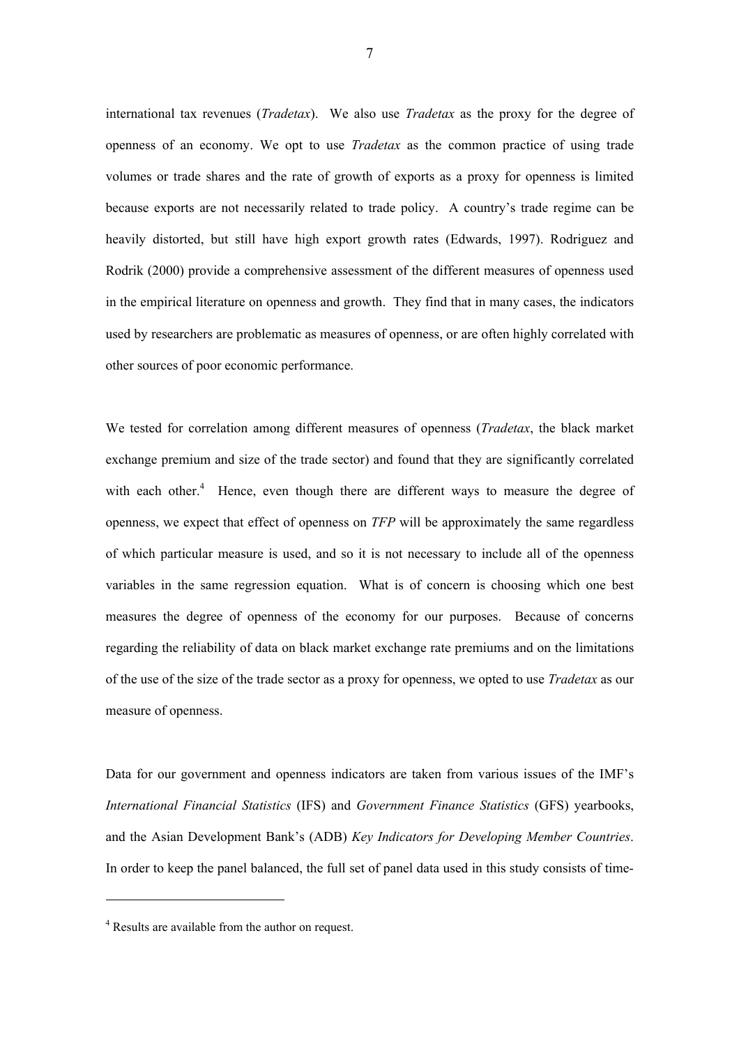international tax revenues (*Tradetax*). We also use *Tradetax* as the proxy for the degree of openness of an economy. We opt to use *Tradetax* as the common practice of using trade volumes or trade shares and the rate of growth of exports as a proxy for openness is limited because exports are not necessarily related to trade policy. A country's trade regime can be heavily distorted, but still have high export growth rates (Edwards, 1997). Rodriguez and Rodrik (2000) provide a comprehensive assessment of the different measures of openness used in the empirical literature on openness and growth. They find that in many cases, the indicators used by researchers are problematic as measures of openness, or are often highly correlated with other sources of poor economic performance.

We tested for correlation among different measures of openness (*Tradetax*, the black market exchange premium and size of the trade sector) and found that they are significantly correlated with each other.[4] Hence, even though there are different ways to measure the degree of openness, we expect that effect of openness on *TFP* will be approximately the same regardless of which particular measure is used, and so it is not necessary to include all of the openness variables in the same regression equation. What is of concern is choosing which one best measures the degree of openness of the economy for our purposes. Because of concerns regarding the reliability of data on black market exchange rate premiums and on the limitations of the use of the size of the trade sector as a proxy for openness, we opted to use *Tradetax* as our measure of openness.

Data for our government and openness indicators are taken from various issues of the IMF's *International Financial Statistics* (IFS) and *Government Finance Statistics* (GFS) yearbooks, and the Asian Development Bank's (ADB) *Key Indicators for Developing Member Countries*. In order to keep the panel balanced, the full set of panel data used in this study consists of time-

---

[4] Results are available from the author on request.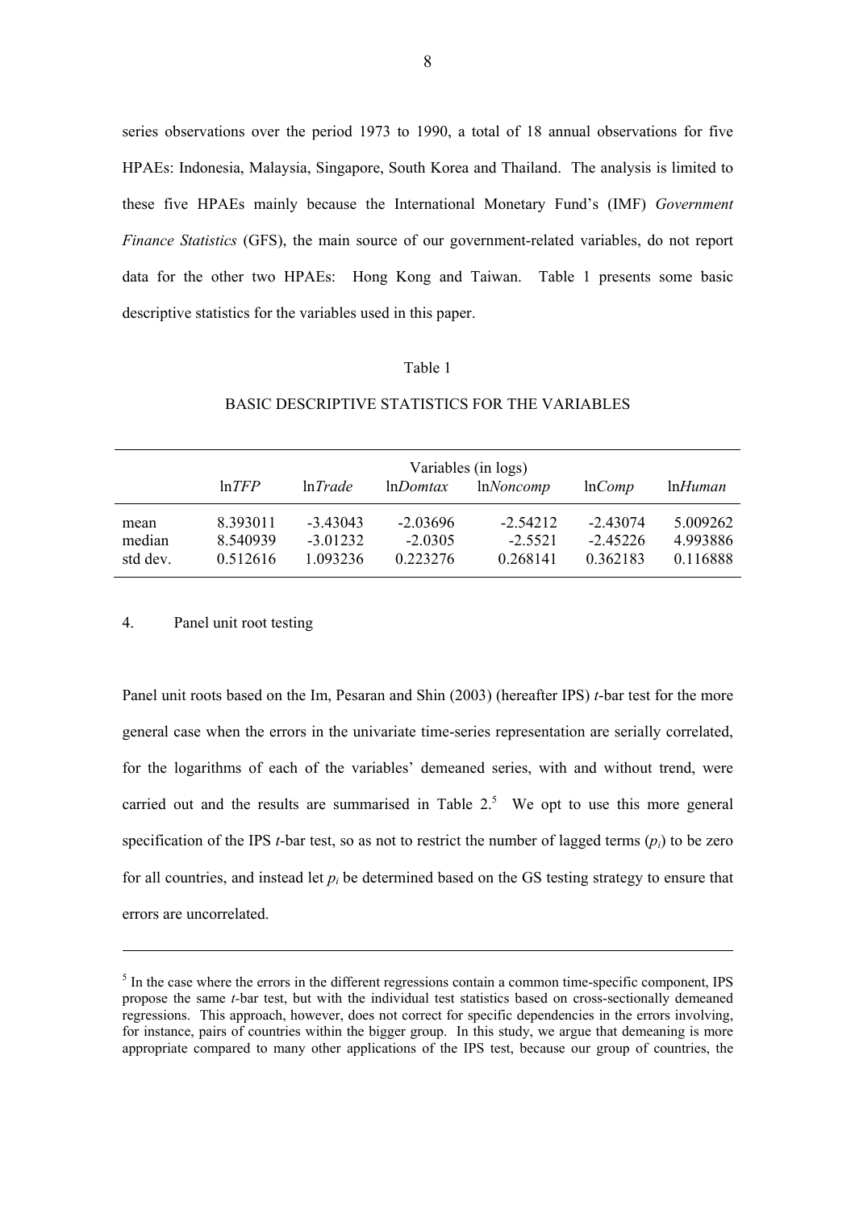series observations over the period 1973 to 1990, a total of 18 annual observations for five HPAEs: Indonesia, Malaysia, Singapore, South Korea and Thailand. The analysis is limited to these five HPAEs mainly because the International Monetary Fund's (IMF) *Government Finance Statistics* (GFS), the main source of our government-related variables, do not report data for the other two HPAEs: Hong Kong and Taiwan. Table 1 presents some basic descriptive statistics for the variables used in this paper.

Table 1

BASIC DESCRIPTIVE STATISTICS FOR THE VARIABLES

| | Variables (in logs) | | | | | |
|---|---|---|---|---|---|---|
| | ln*TFP* | ln*Trade* | ln*Domtax* | ln*Noncomp* | ln*Comp* | ln*Human* |
| mean | 8.393011 | -3.43043 | -2.03696 | -2.54212 | -2.43074 | 5.009262 |
| median | 8.540939 | -3.01232 | -2.0305 | -2.5521 | -2.45226 | 4.993886 |
| std dev. | 0.512616 | 1.093236 | 0.223276 | 0.268141 | 0.362183 | 0.116888 |

## 4. Panel unit root testing

Panel unit roots based on the Im, Pesaran and Shin (2003) (hereafter IPS) *t*-bar test for the more general case when the errors in the univariate time-series representation are serially correlated, for the logarithms of each of the variables' demeaned series, with and without trend, were carried out and the results are summarised in Table 2.[5] We opt to use this more general specification of the IPS *t*-bar test, so as not to restrict the number of lagged terms ($p_i$) to be zero for all countries, and instead let $p_i$ be determined based on the GS testing strategy to ensure that errors are uncorrelated.

[5] In the case where the errors in the different regressions contain a common time-specific component, IPS propose the same *t*-bar test, but with the individual test statistics based on cross-sectionally demeaned regressions. This approach, however, does not correct for specific dependencies in the errors involving, for instance, pairs of countries within the bigger group. In this study, we argue that demeaning is more appropriate compared to many other applications of the IPS test, because our group of countries, the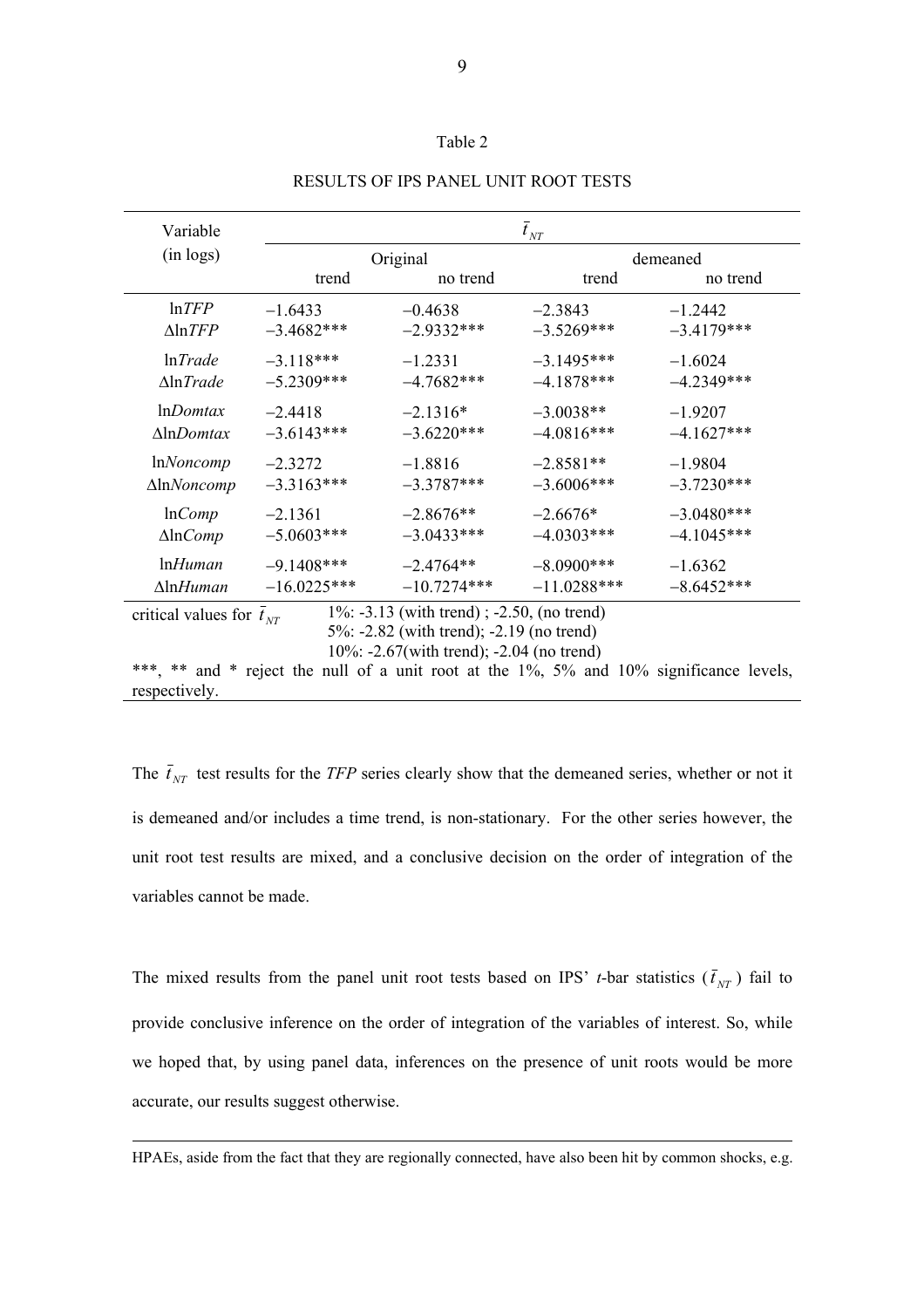Table 2

RESULTS OF IPS PANEL UNIT ROOT TESTS

| Variable (in logs) | $\bar{t}_{NT}$ | | | |
|---|---|---|---|---|
| | Original | | demeaned | |
| | trend | no trend | trend | no trend |
| $\ln TFP$ | −1.6433 | −0.4638 | −2.3843 | −1.2442 |
| $\Delta\ln TFP$ | −3.4682*** | −2.9332*** | −3.5269*** | −3.4179*** |
| $\ln Trade$ | −3.118*** | −1.2331 | −3.1495*** | −1.6024 |
| $\Delta\ln Trade$ | −5.2309*** | −4.7682*** | −4.1878*** | −4.2349*** |
| $\ln Domtax$ | −2.4418 | −2.1316* | −3.0038** | −1.9207 |
| $\Delta\ln Domtax$ | −3.6143*** | −3.6220*** | −4.0816*** | −4.1627*** |
| $\ln Noncomp$ | −2.3272 | −1.8816 | −2.8581** | −1.9804 |
| $\Delta\ln Noncomp$ | −3.3163*** | −3.3787*** | −3.6006*** | −3.7230*** |
| $\ln Comp$ | −2.1361 | −2.8676** | −2.6676* | −3.0480*** |
| $\Delta\ln Comp$ | −5.0603*** | −3.0433*** | −4.0303*** | −4.1045*** |
| $\ln Human$ | −9.1408*** | −2.4764** | −8.0900*** | −1.6362 |
| $\Delta\ln Human$ | −16.0225*** | −10.7274*** | −11.0288*** | −8.6452*** |

critical values for $\bar{t}_{NT}$: 1%: -3.13 (with trend) ; -2.50, (no trend)
5%: -2.82 (with trend); -2.19 (no trend)
10%: -2.67(with trend); -2.04 (no trend)

***, ** and * reject the null of a unit root at the 1%, 5% and 10% significance levels, respectively.

The $\bar{t}_{NT}$ test results for the *TFP* series clearly show that the demeaned series, whether or not it is demeaned and/or includes a time trend, is non-stationary. For the other series however, the unit root test results are mixed, and a conclusive decision on the order of integration of the variables cannot be made.

The mixed results from the panel unit root tests based on IPS' *t*-bar statistics ($\bar{t}_{NT}$) fail to provide conclusive inference on the order of integration of the variables of interest. So, while we hoped that, by using panel data, inferences on the presence of unit roots would be more accurate, our results suggest otherwise.

HPAEs, aside from the fact that they are regionally connected, have also been hit by common shocks, e.g.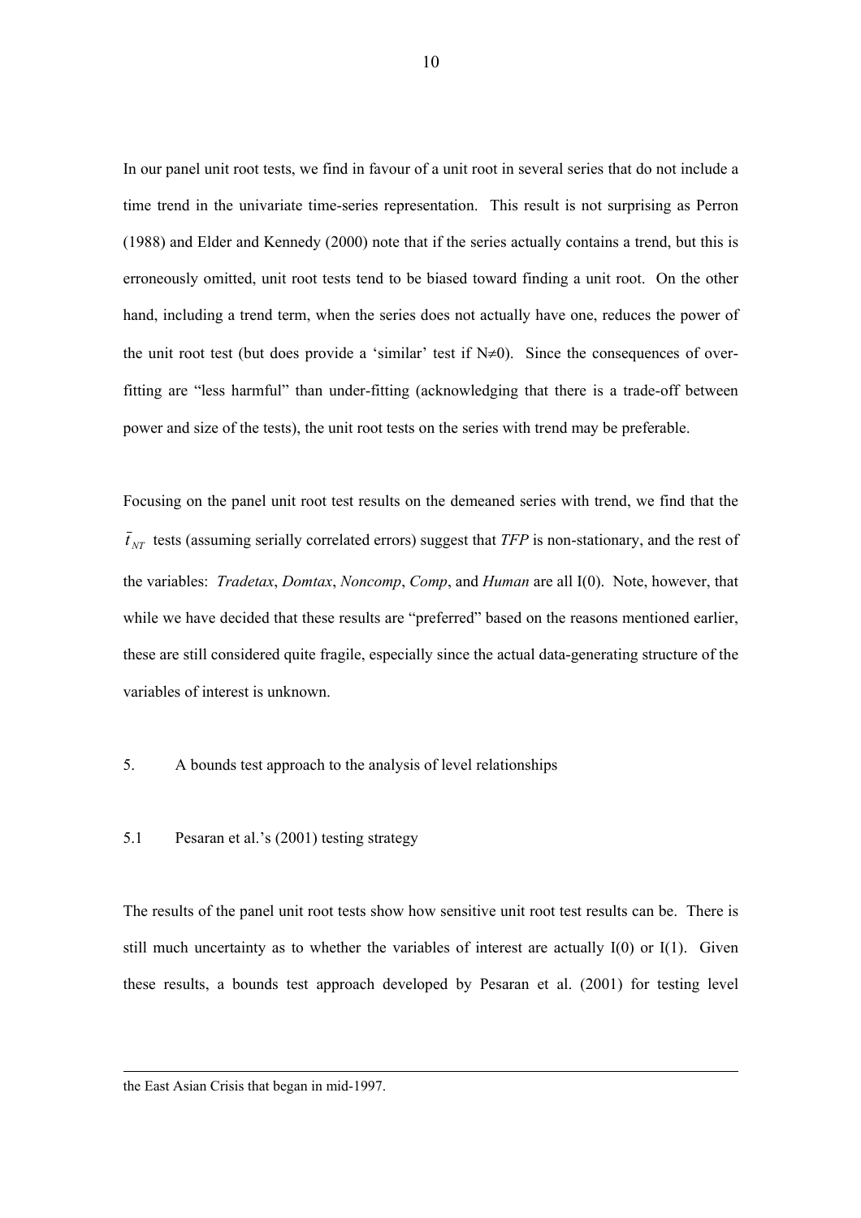In our panel unit root tests, we find in favour of a unit root in several series that do not include a time trend in the univariate time-series representation. This result is not surprising as Perron (1988) and Elder and Kennedy (2000) note that if the series actually contains a trend, but this is erroneously omitted, unit root tests tend to be biased toward finding a unit root. On the other hand, including a trend term, when the series does not actually have one, reduces the power of the unit root test (but does provide a 'similar' test if $N \neq 0$). Since the consequences of over-fitting are "less harmful" than under-fitting (acknowledging that there is a trade-off between power and size of the tests), the unit root tests on the series with trend may be preferable.

Focusing on the panel unit root test results on the demeaned series with trend, we find that the $\bar{t}_{NT}$ tests (assuming serially correlated errors) suggest that *TFP* is non-stationary, and the rest of the variables: *Tradetax*, *Domtax*, *Noncomp*, *Comp*, and *Human* are all I(0). Note, however, that while we have decided that these results are "preferred" based on the reasons mentioned earlier, these are still considered quite fragile, especially since the actual data-generating structure of the variables of interest is unknown.

## 5. A bounds test approach to the analysis of level relationships

### 5.1 Pesaran et al.'s (2001) testing strategy

The results of the panel unit root tests show how sensitive unit root test results can be. There is still much uncertainty as to whether the variables of interest are actually I(0) or I(1). Given these results, a bounds test approach developed by Pesaran et al. (2001) for testing level

---

the East Asian Crisis that began in mid-1997.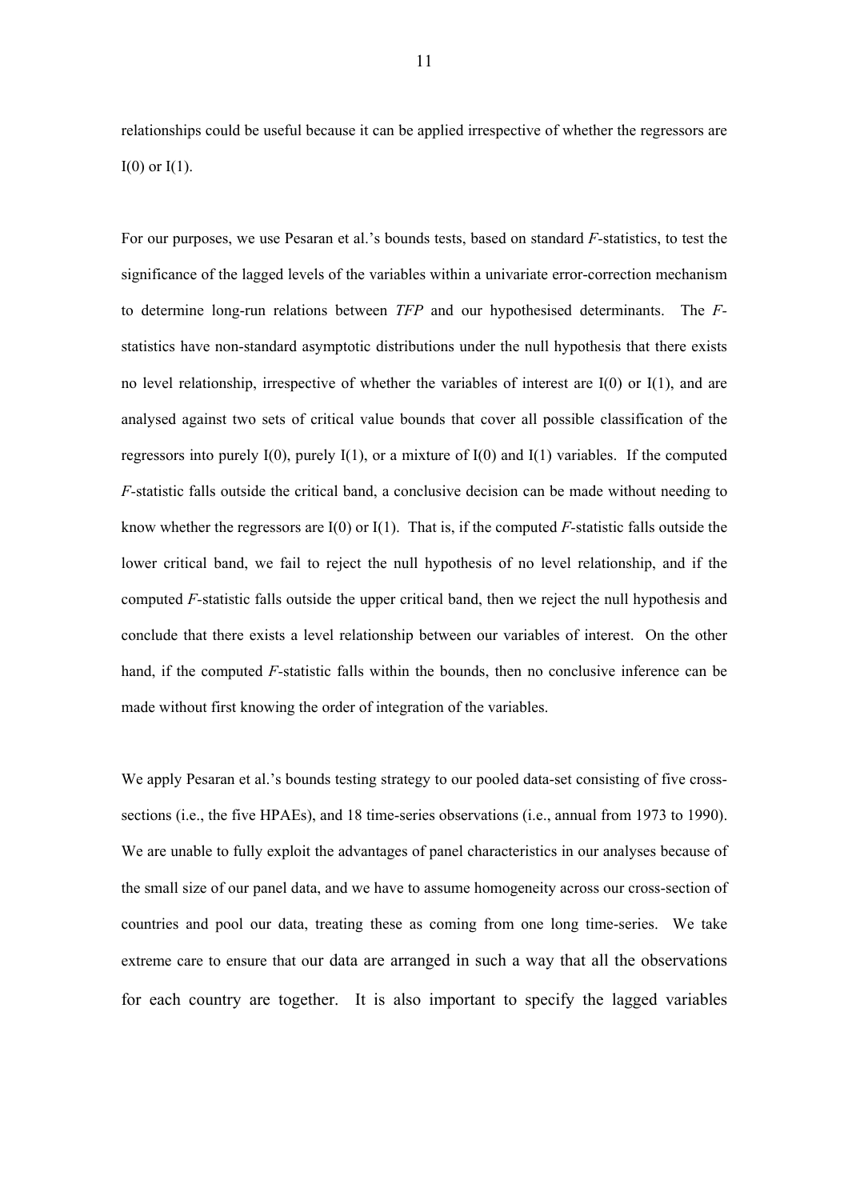relationships could be useful because it can be applied irrespective of whether the regressors are I(0) or I(1).

For our purposes, we use Pesaran et al.'s bounds tests, based on standard *F*-statistics, to test the significance of the lagged levels of the variables within a univariate error-correction mechanism to determine long-run relations between *TFP* and our hypothesised determinants. The *F*-statistics have non-standard asymptotic distributions under the null hypothesis that there exists no level relationship, irrespective of whether the variables of interest are I(0) or I(1), and are analysed against two sets of critical value bounds that cover all possible classification of the regressors into purely I(0), purely I(1), or a mixture of I(0) and I(1) variables. If the computed *F*-statistic falls outside the critical band, a conclusive decision can be made without needing to know whether the regressors are I(0) or I(1). That is, if the computed *F*-statistic falls outside the lower critical band, we fail to reject the null hypothesis of no level relationship, and if the computed *F*-statistic falls outside the upper critical band, then we reject the null hypothesis and conclude that there exists a level relationship between our variables of interest. On the other hand, if the computed *F*-statistic falls within the bounds, then no conclusive inference can be made without first knowing the order of integration of the variables.

We apply Pesaran et al.'s bounds testing strategy to our pooled data-set consisting of five cross-sections (i.e., the five HPAEs), and 18 time-series observations (i.e., annual from 1973 to 1990). We are unable to fully exploit the advantages of panel characteristics in our analyses because of the small size of our panel data, and we have to assume homogeneity across our cross-section of countries and pool our data, treating these as coming from one long time-series. We take extreme care to ensure that our data are arranged in such a way that all the observations for each country are together. It is also important to specify the lagged variables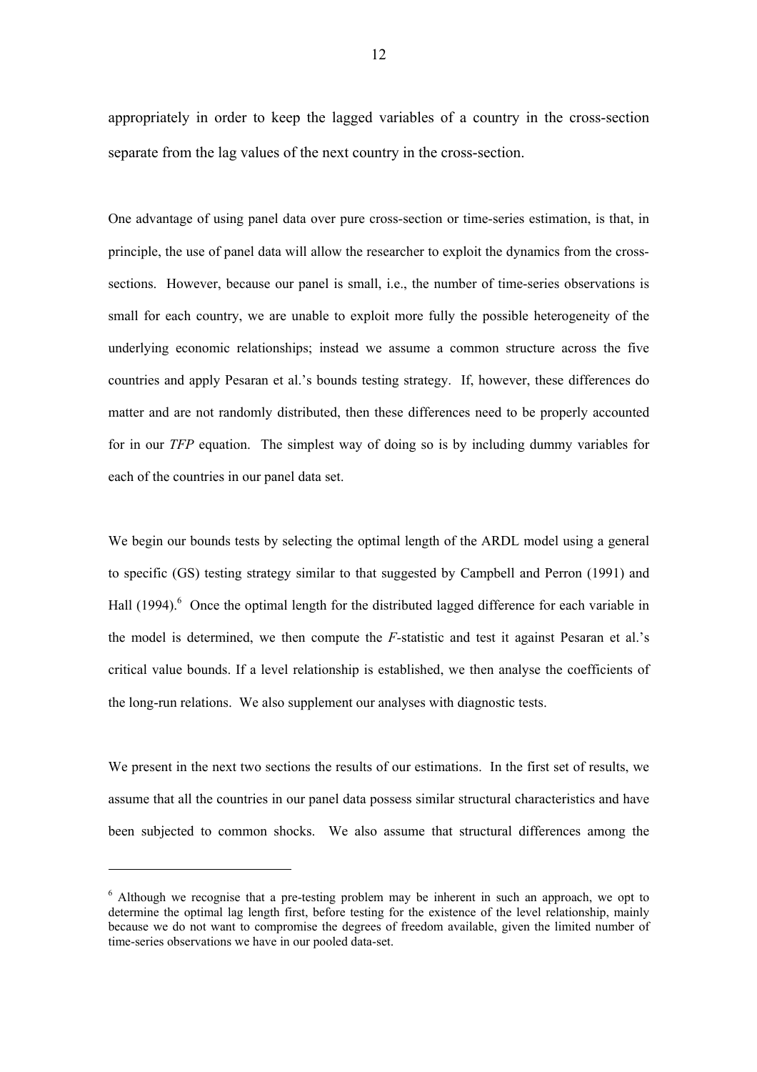appropriately in order to keep the lagged variables of a country in the cross-section separate from the lag values of the next country in the cross-section.

One advantage of using panel data over pure cross-section or time-series estimation, is that, in principle, the use of panel data will allow the researcher to exploit the dynamics from the cross-sections. However, because our panel is small, i.e., the number of time-series observations is small for each country, we are unable to exploit more fully the possible heterogeneity of the underlying economic relationships; instead we assume a common structure across the five countries and apply Pesaran et al.'s bounds testing strategy. If, however, these differences do matter and are not randomly distributed, then these differences need to be properly accounted for in our *TFP* equation. The simplest way of doing so is by including dummy variables for each of the countries in our panel data set.

We begin our bounds tests by selecting the optimal length of the ARDL model using a general to specific (GS) testing strategy similar to that suggested by Campbell and Perron (1991) and Hall (1994).[6] Once the optimal length for the distributed lagged difference for each variable in the model is determined, we then compute the *F*-statistic and test it against Pesaran et al.'s critical value bounds. If a level relationship is established, we then analyse the coefficients of the long-run relations. We also supplement our analyses with diagnostic tests.

We present in the next two sections the results of our estimations. In the first set of results, we assume that all the countries in our panel data possess similar structural characteristics and have been subjected to common shocks. We also assume that structural differences among the

---

[6] Although we recognise that a pre-testing problem may be inherent in such an approach, we opt to determine the optimal lag length first, before testing for the existence of the level relationship, mainly because we do not want to compromise the degrees of freedom available, given the limited number of time-series observations we have in our pooled data-set.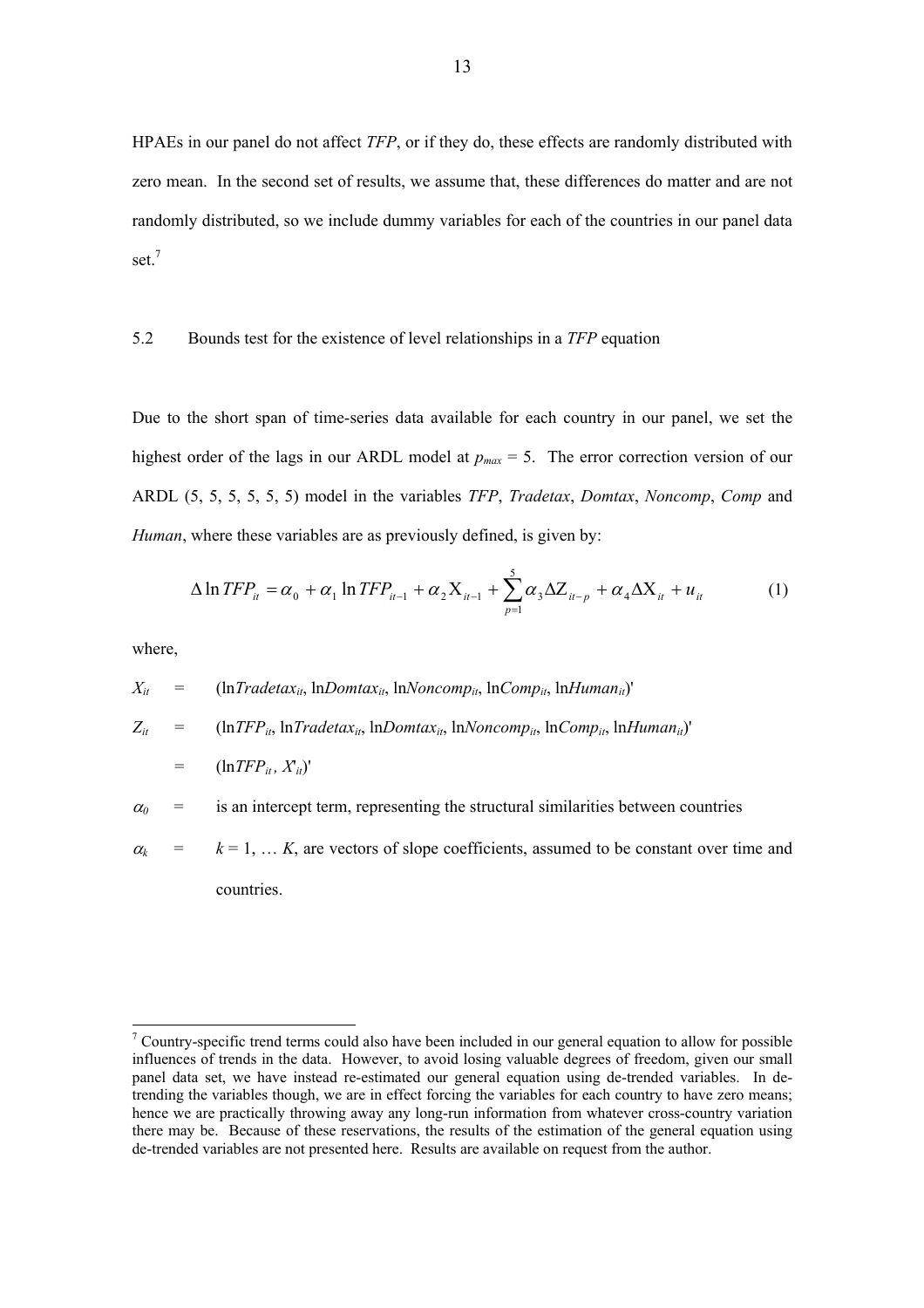HPAEs in our panel do not affect *TFP*, or if they do, these effects are randomly distributed with zero mean. In the second set of results, we assume that, these differences do matter and are not randomly distributed, so we include dummy variables for each of the countries in our panel data set.[7]

### 5.2 Bounds test for the existence of level relationships in a *TFP* equation

Due to the short span of time-series data available for each country in our panel, we set the highest order of the lags in our ARDL model at $p_{max} = 5$. The error correction version of our ARDL (5, 5, 5, 5, 5, 5) model in the variables *TFP*, *Tradetax*, *Domtax*, *Noncomp*, *Comp* and *Human*, where these variables are as previously defined, is given by:

$$\Delta \ln TFP_{it} = \alpha_0 + \alpha_1 \ln TFP_{it-1} + \alpha_2 \mathrm{X}_{it-1} + \sum_{p=1}^{5} \alpha_3 \Delta \mathrm{Z}_{it-p} + \alpha_4 \Delta \mathrm{X}_{it} + u_{it} \tag{1}$$

where,

$X_{it}$ = $(\ln Tradetax_{it}, \ln Domtax_{it}, \ln Noncomp_{it}, \ln Comp_{it}, \ln Human_{it})'$

$Z_{it}$ = $(\ln TFP_{it}, \ln Tradetax_{it}, \ln Domtax_{it}, \ln Noncomp_{it}, \ln Comp_{it}, \ln Human_{it})'$

= $(\ln TFP_{it}, X'_{it})'$

$\alpha_0$ = is an intercept term, representing the structural similarities between countries

$\alpha_k$ = $k = 1, \ldots K$, are vectors of slope coefficients, assumed to be constant over time and countries.

[7] Country-specific trend terms could also have been included in our general equation to allow for possible influences of trends in the data. However, to avoid losing valuable degrees of freedom, given our small panel data set, we have instead re-estimated our general equation using de-trended variables. In de-trending the variables though, we are in effect forcing the variables for each country to have zero means; hence we are practically throwing away any long-run information from whatever cross-country variation there may be. Because of these reservations, the results of the estimation of the general equation using de-trended variables are not presented here. Results are available on request from the author.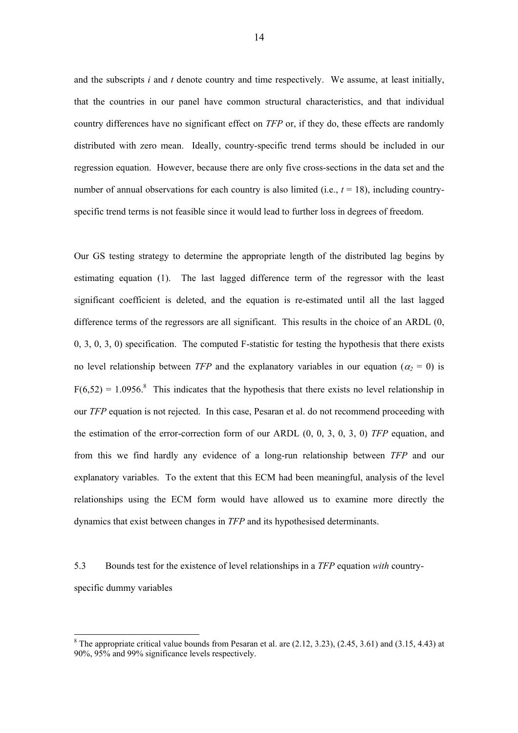and the subscripts $i$ and $t$ denote country and time respectively. We assume, at least initially, that the countries in our panel have common structural characteristics, and that individual country differences have no significant effect on *TFP* or, if they do, these effects are randomly distributed with zero mean. Ideally, country-specific trend terms should be included in our regression equation. However, because there are only five cross-sections in the data set and the number of annual observations for each country is also limited (i.e., $t = 18$), including country-specific trend terms is not feasible since it would lead to further loss in degrees of freedom.

Our GS testing strategy to determine the appropriate length of the distributed lag begins by estimating equation (1). The last lagged difference term of the regressor with the least significant coefficient is deleted, and the equation is re-estimated until all the last lagged difference terms of the regressors are all significant. This results in the choice of an ARDL (0, 0, 3, 0, 3, 0) specification. The computed F-statistic for testing the hypothesis that there exists no level relationship between *TFP* and the explanatory variables in our equation ($\alpha_2 = 0$) is $F(6,52) = 1.0956$.[8] This indicates that the hypothesis that there exists no level relationship in our *TFP* equation is not rejected. In this case, Pesaran et al. do not recommend proceeding with the estimation of the error-correction form of our ARDL (0, 0, 3, 0, 3, 0) *TFP* equation, and from this we find hardly any evidence of a long-run relationship between *TFP* and our explanatory variables. To the extent that this ECM had been meaningful, analysis of the level relationships using the ECM form would have allowed us to examine more directly the dynamics that exist between changes in *TFP* and its hypothesised determinants.

## 5.3 Bounds test for the existence of level relationships in a *TFP* equation *with* country-specific dummy variables

[8] The appropriate critical value bounds from Pesaran et al. are (2.12, 3.23), (2.45, 3.61) and (3.15, 4.43) at 90%, 95% and 99% significance levels respectively.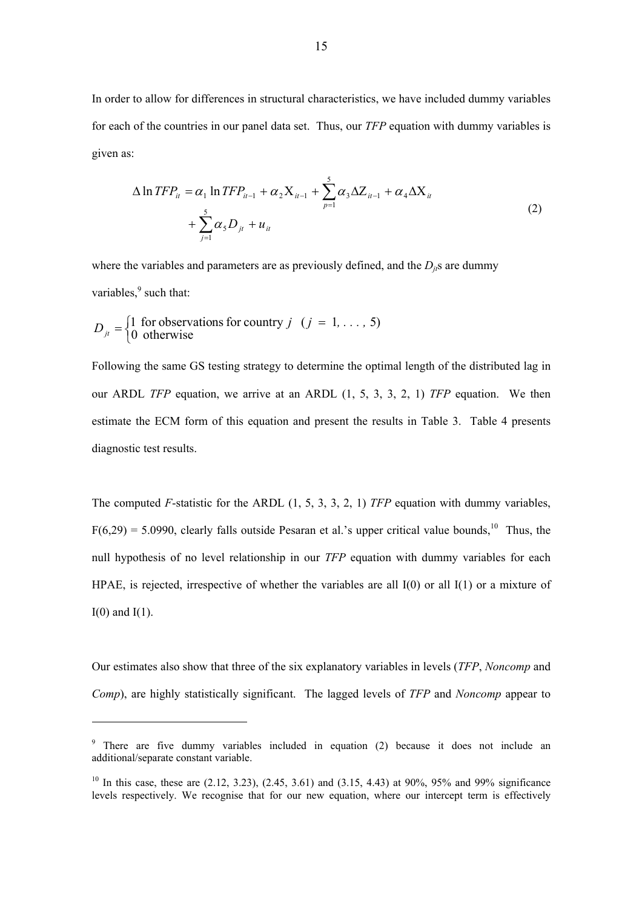In order to allow for differences in structural characteristics, we have included dummy variables for each of the countries in our panel data set. Thus, our *TFP* equation with dummy variables is given as:

$$
\begin{aligned}
\Delta \ln TFP_{it} &= \alpha_1 \ln TFP_{it-1} + \alpha_2 \mathrm{X}_{it-1} + \sum_{p=1}^{5} \alpha_3 \Delta \mathrm{Z}_{it-1} + \alpha_4 \Delta \mathrm{X}_{it} \\
&\quad + \sum_{j=1}^{5} \alpha_5 D_{jt} + u_{it}
\end{aligned} \tag{2}
$$

where the variables and parameters are as previously defined, and the $D_{jt}$s are dummy variables,[9] such that:

$$
D_{jt} = \begin{cases} 1 & \text{for observations for country } j \quad (j = 1, \ldots, 5) \\ 0 & \text{otherwise} \end{cases}
$$

Following the same GS testing strategy to determine the optimal length of the distributed lag in our ARDL *TFP* equation, we arrive at an ARDL (1, 5, 3, 3, 2, 1) *TFP* equation. We then estimate the ECM form of this equation and present the results in Table 3. Table 4 presents diagnostic test results.

The computed *F*-statistic for the ARDL (1, 5, 3, 3, 2, 1) *TFP* equation with dummy variables, $F(6,29) = 5.0990$, clearly falls outside Pesaran et al.'s upper critical value bounds,[10] Thus, the null hypothesis of no level relationship in our *TFP* equation with dummy variables for each HPAE, is rejected, irrespective of whether the variables are all I(0) or all I(1) or a mixture of I(0) and I(1).

Our estimates also show that three of the six explanatory variables in levels (*TFP*, *Noncomp* and *Comp*), are highly statistically significant. The lagged levels of *TFP* and *Noncomp* appear to

---

[9] There are five dummy variables included in equation (2) because it does not include an additional/separate constant variable.

[10] In this case, these are (2.12, 3.23), (2.45, 3.61) and (3.15, 4.43) at 90%, 95% and 99% significance levels respectively. We recognise that for our new equation, where our intercept term is effectively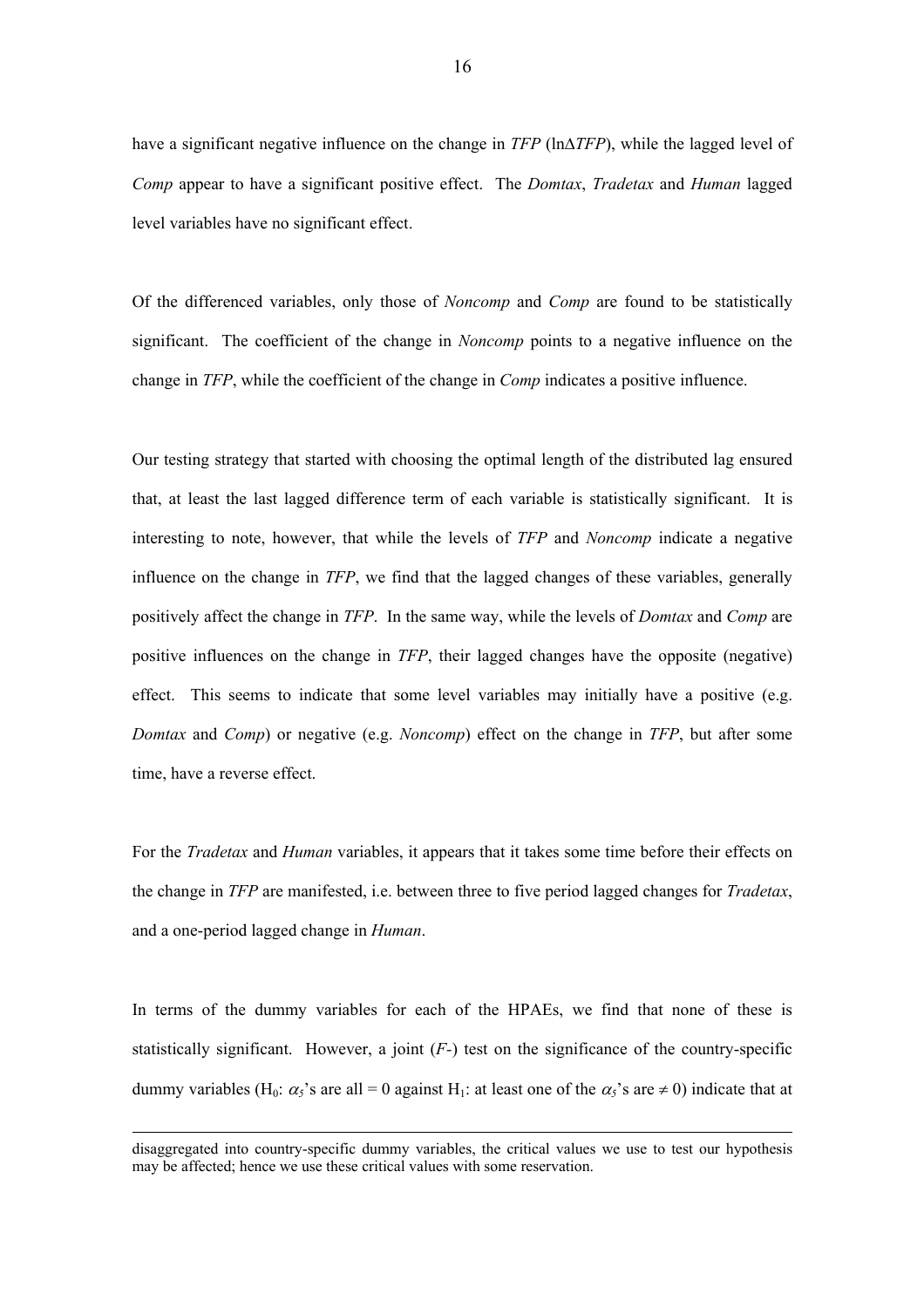have a significant negative influence on the change in *TFP* ($\ln\Delta TFP$), while the lagged level of *Comp* appear to have a significant positive effect. The *Domtax*, *Tradetax* and *Human* lagged level variables have no significant effect.

Of the differenced variables, only those of *Noncomp* and *Comp* are found to be statistically significant. The coefficient of the change in *Noncomp* points to a negative influence on the change in *TFP*, while the coefficient of the change in *Comp* indicates a positive influence.

Our testing strategy that started with choosing the optimal length of the distributed lag ensured that, at least the last lagged difference term of each variable is statistically significant. It is interesting to note, however, that while the levels of *TFP* and *Noncomp* indicate a negative influence on the change in *TFP*, we find that the lagged changes of these variables, generally positively affect the change in *TFP*. In the same way, while the levels of *Domtax* and *Comp* are positive influences on the change in *TFP*, their lagged changes have the opposite (negative) effect. This seems to indicate that some level variables may initially have a positive (e.g. *Domtax* and *Comp*) or negative (e.g. *Noncomp*) effect on the change in *TFP*, but after some time, have a reverse effect.

For the *Tradetax* and *Human* variables, it appears that it takes some time before their effects on the change in *TFP* are manifested, i.e. between three to five period lagged changes for *Tradetax*, and a one-period lagged change in *Human*.

In terms of the dummy variables for each of the HPAEs, we find that none of these is statistically significant. However, a joint ($F$-) test on the significance of the country-specific dummy variables ($H_0$: $\alpha_5$'s are all = 0 against $H_1$: at least one of the $\alpha_5$'s are $\neq 0$) indicate that at

disaggregated into country-specific dummy variables, the critical values we use to test our hypothesis may be affected; hence we use these critical values with some reservation.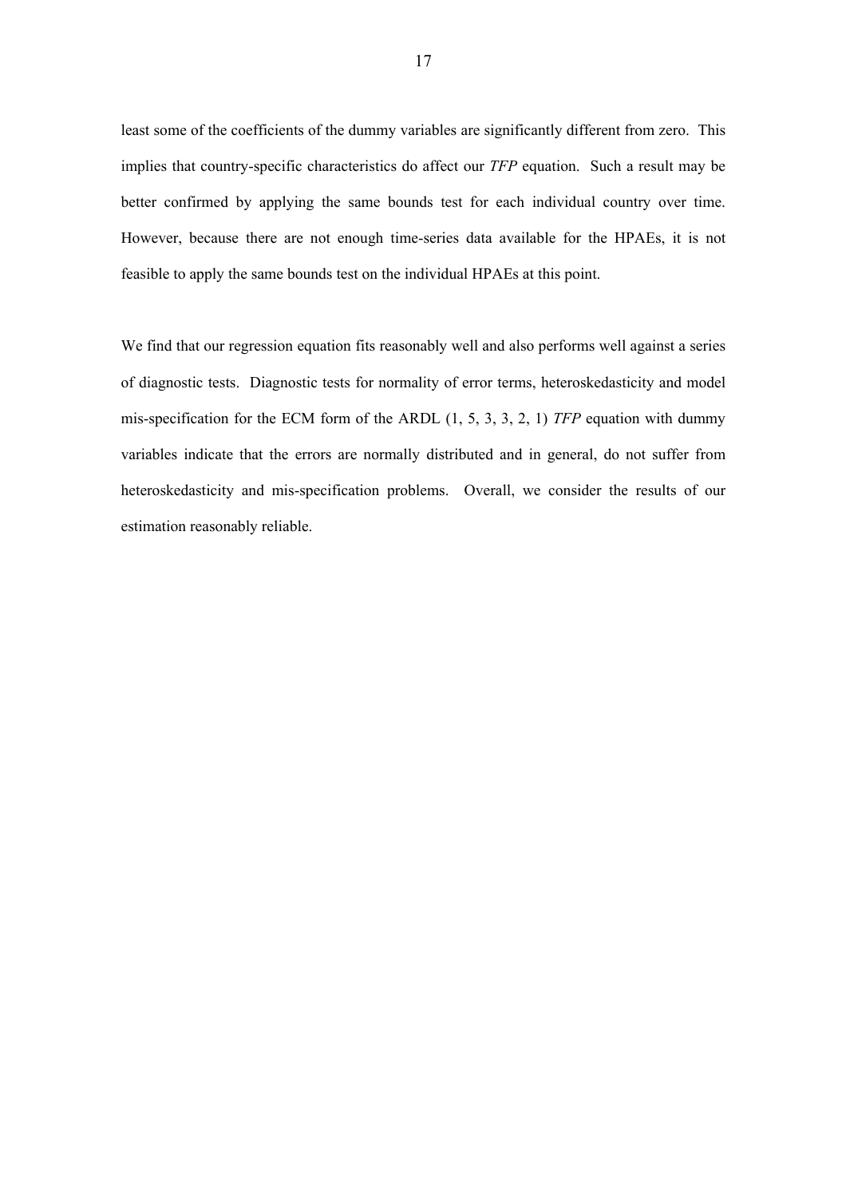least some of the coefficients of the dummy variables are significantly different from zero. This implies that country-specific characteristics do affect our *TFP* equation. Such a result may be better confirmed by applying the same bounds test for each individual country over time. However, because there are not enough time-series data available for the HPAEs, it is not feasible to apply the same bounds test on the individual HPAEs at this point.

We find that our regression equation fits reasonably well and also performs well against a series of diagnostic tests. Diagnostic tests for normality of error terms, heteroskedasticity and model mis-specification for the ECM form of the ARDL (1, 5, 3, 3, 2, 1) *TFP* equation with dummy variables indicate that the errors are normally distributed and in general, do not suffer from heteroskedasticity and mis-specification problems. Overall, we consider the results of our estimation reasonably reliable.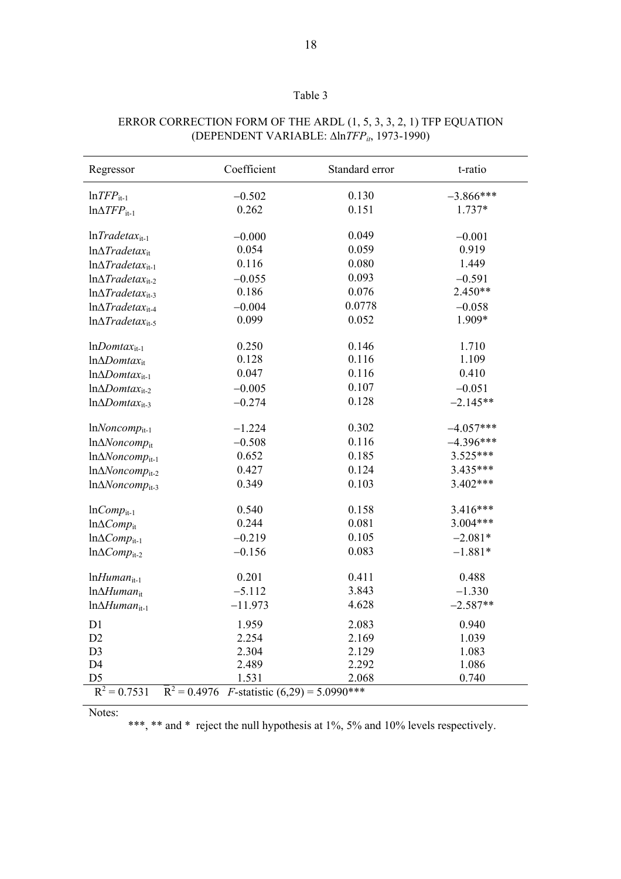Table 3

ERROR CORRECTION FORM OF THE ARDL (1, 5, 3, 3, 2, 1) TFP EQUATION (DEPENDENT VARIABLE: $\Delta \ln TFP_{it}$, 1973-1990)

| Regressor | Coefficient | Standard error | t-ratio |
|---|---|---|---|
| $\ln TFP_{it-1}$ | –0.502 | 0.130 | –3.866*** |
| $\ln\Delta TFP_{it-1}$ | 0.262 | 0.151 | 1.737* |
| $\ln Tradetax_{it-1}$ | –0.000 | 0.049 | –0.001 |
| $\ln\Delta Tradetax_{it}$ | 0.054 | 0.059 | 0.919 |
| $\ln\Delta Tradetax_{it-1}$ | 0.116 | 0.080 | 1.449 |
| $\ln\Delta Tradetax_{it-2}$ | –0.055 | 0.093 | –0.591 |
| $\ln\Delta Tradetax_{it-3}$ | 0.186 | 0.076 | 2.450** |
| $\ln\Delta Tradetax_{it-4}$ | –0.004 | 0.0778 | –0.058 |
| $\ln\Delta Tradetax_{it-5}$ | 0.099 | 0.052 | 1.909* |
| $\ln Domtax_{it-1}$ | 0.250 | 0.146 | 1.710 |
| $\ln\Delta Domtax_{it}$ | 0.128 | 0.116 | 1.109 |
| $\ln\Delta Domtax_{it-1}$ | 0.047 | 0.116 | 0.410 |
| $\ln\Delta Domtax_{it-2}$ | –0.005 | 0.107 | –0.051 |
| $\ln\Delta Domtax_{it-3}$ | –0.274 | 0.128 | –2.145** |
| $\ln Noncomp_{it-1}$ | –1.224 | 0.302 | –4.057*** |
| $\ln\Delta Noncomp_{it}$ | –0.508 | 0.116 | –4.396*** |
| $\ln\Delta Noncomp_{it-1}$ | 0.652 | 0.185 | 3.525*** |
| $\ln\Delta Noncomp_{it-2}$ | 0.427 | 0.124 | 3.435*** |
| $\ln\Delta Noncomp_{it-3}$ | 0.349 | 0.103 | 3.402*** |
| $\ln Comp_{it-1}$ | 0.540 | 0.158 | 3.416*** |
| $\ln\Delta Comp_{it}$ | 0.244 | 0.081 | 3.004*** |
| $\ln\Delta Comp_{it-1}$ | –0.219 | 0.105 | –2.081* |
| $\ln\Delta Comp_{it-2}$ | –0.156 | 0.083 | –1.881* |
| $\ln Human_{it-1}$ | 0.201 | 0.411 | 0.488 |
| $\ln\Delta Human_{it}$ | –5.112 | 3.843 | –1.330 |
| $\ln\Delta Human_{it-1}$ | –11.973 | 4.628 | –2.587** |
| D1 | 1.959 | 2.083 | 0.940 |
| D2 | 2.254 | 2.169 | 1.039 |
| D3 | 2.304 | 2.129 | 1.083 |
| D4 | 2.489 | 2.292 | 1.086 |
| D5 | 1.531 | 2.068 | 0.740 |
| $R^2 = 0.7531$ | $\bar{R}^2 = 0.4976$ | $F$-statistic $(6,29) = 5.0990$*** | |

Notes:

***, ** and * reject the null hypothesis at 1%, 5% and 10% levels respectively.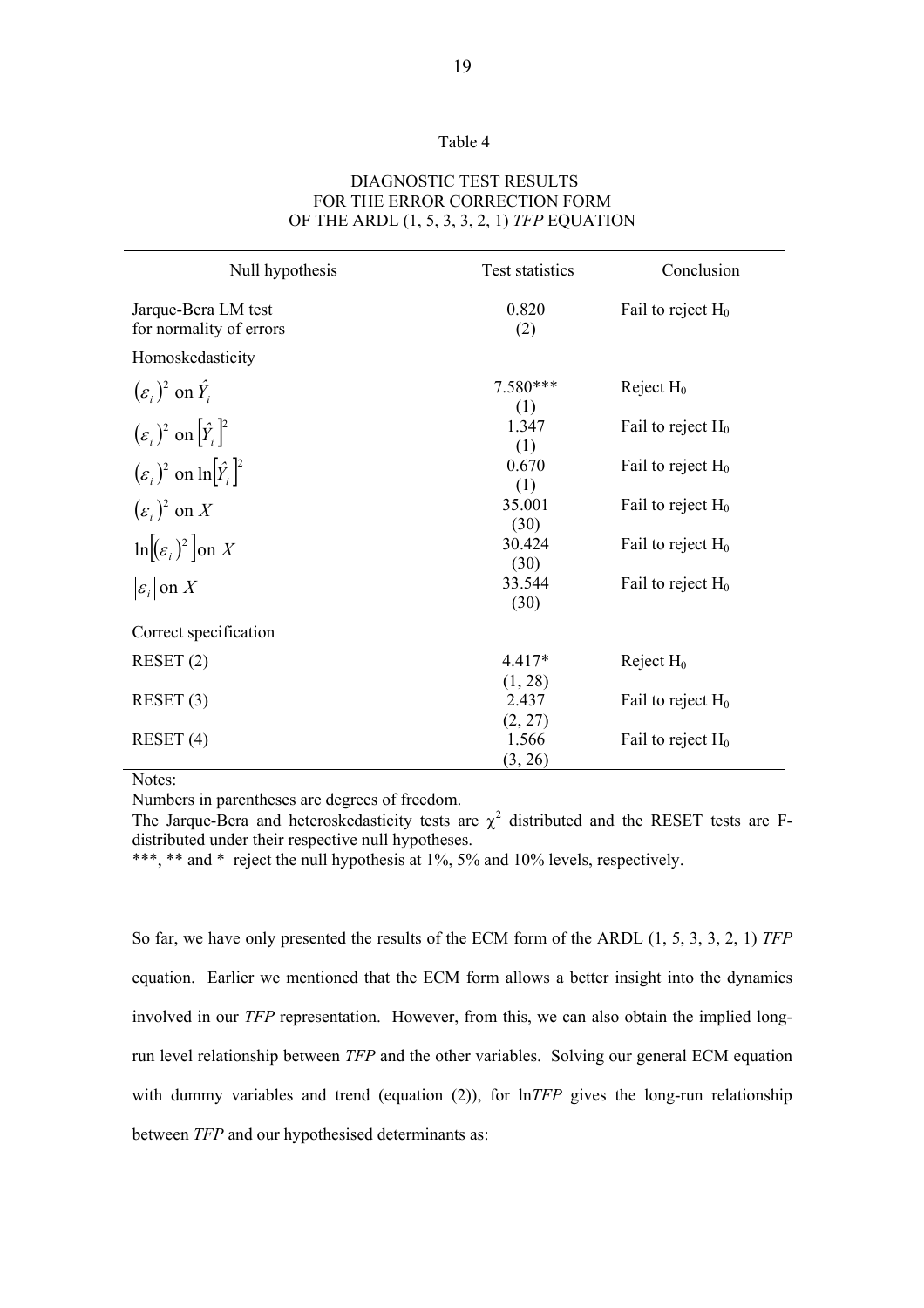Table 4

DIAGNOSTIC TEST RESULTS
FOR THE ERROR CORRECTION FORM
OF THE ARDL (1, 5, 3, 3, 2, 1) *TFP* EQUATION

| Null hypothesis | Test statistics | Conclusion |
|---|---|---|
| Jarque-Bera LM test for normality of errors | 0.820 (2) | Fail to reject $H_0$ |
| Homoskedasticity | | |
| $(\varepsilon_i)^2$ on $\hat{Y}_i$ | 7.580*** (1) | Reject $H_0$ |
| $(\varepsilon_i)^2$ on $[\hat{Y}_i]^2$ | 1.347 (1) | Fail to reject $H_0$ |
| $(\varepsilon_i)^2$ on $\ln[\hat{Y}_i]^2$ | 0.670 (1) | Fail to reject $H_0$ |
| $(\varepsilon_i)^2$ on $X$ | 35.001 (30) | Fail to reject $H_0$ |
| $\ln[(\varepsilon_i)^2]$ on $X$ | 30.424 (30) | Fail to reject $H_0$ |
| $\lvert\varepsilon_i\rvert$ on $X$ | 33.544 (30) | Fail to reject $H_0$ |
| Correct specification | | |
| RESET (2) | 4.417* (1, 28) | Reject $H_0$ |
| RESET (3) | 2.437 (2, 27) | Fail to reject $H_0$ |
| RESET (4) | 1.566 (3, 26) | Fail to reject $H_0$ |

Notes:
Numbers in parentheses are degrees of freedom.
The Jarque-Bera and heteroskedasticity tests are $\chi^2$ distributed and the RESET tests are F-distributed under their respective null hypotheses.
***, ** and * reject the null hypothesis at 1%, 5% and 10% levels, respectively.

So far, we have only presented the results of the ECM form of the ARDL (1, 5, 3, 3, 2, 1) *TFP* equation. Earlier we mentioned that the ECM form allows a better insight into the dynamics involved in our *TFP* representation. However, from this, we can also obtain the implied long-run level relationship between *TFP* and the other variables. Solving our general ECM equation with dummy variables and trend (equation (2)), for ln*TFP* gives the long-run relationship between *TFP* and our hypothesised determinants as: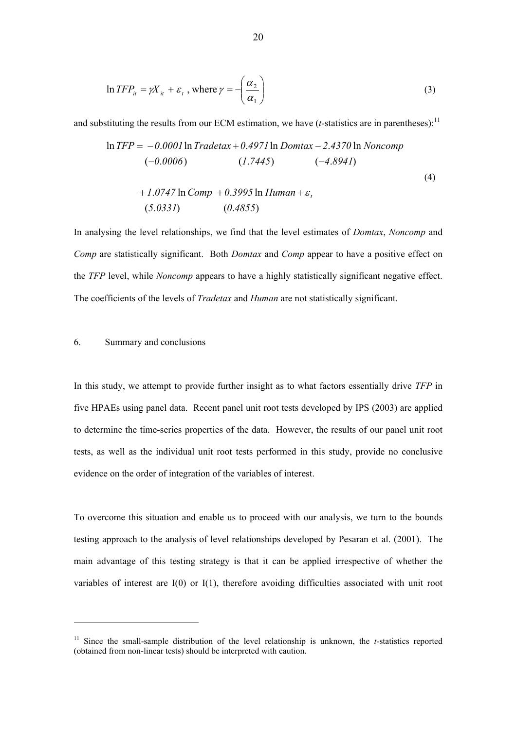$$\ln TFP_{it} = \gamma X_{it} + \varepsilon_t \text{, where } \gamma = -\left(\frac{\alpha_2}{\alpha_1}\right) \tag{3}$$

and substituting the results from our ECM estimation, we have (*t*-statistics are in parentheses):[11]

$$\begin{aligned}
\ln TFP = \; & -0.0001 \ln Tradetax + 0.4971 \ln Domtax - 2.4370 \ln Noncomp \\
& \quad (-0.0006) \qquad\qquad\quad (1.7445) \qquad\qquad\quad (-4.8941) \\
& + 1.0747 \ln Comp \; + 0.3995 \ln Human + \varepsilon_t \\
& \quad (5.0331) \qquad\qquad\quad (0.4855)
\end{aligned} \tag{4}$$

In analysing the level relationships, we find that the level estimates of *Domtax*, *Noncomp* and *Comp* are statistically significant. Both *Domtax* and *Comp* appear to have a positive effect on the *TFP* level, while *Noncomp* appears to have a highly statistically significant negative effect. The coefficients of the levels of *Tradetax* and *Human* are not statistically significant.

## 6. Summary and conclusions

In this study, we attempt to provide further insight as to what factors essentially drive *TFP* in five HPAEs using panel data. Recent panel unit root tests developed by IPS (2003) are applied to determine the time-series properties of the data. However, the results of our panel unit root tests, as well as the individual unit root tests performed in this study, provide no conclusive evidence on the order of integration of the variables of interest.

To overcome this situation and enable us to proceed with our analysis, we turn to the bounds testing approach to the analysis of level relationships developed by Pesaran et al. (2001). The main advantage of this testing strategy is that it can be applied irrespective of whether the variables of interest are I(0) or I(1), therefore avoiding difficulties associated with unit root

---

[11] Since the small-sample distribution of the level relationship is unknown, the *t*-statistics reported (obtained from non-linear tests) should be interpreted with caution.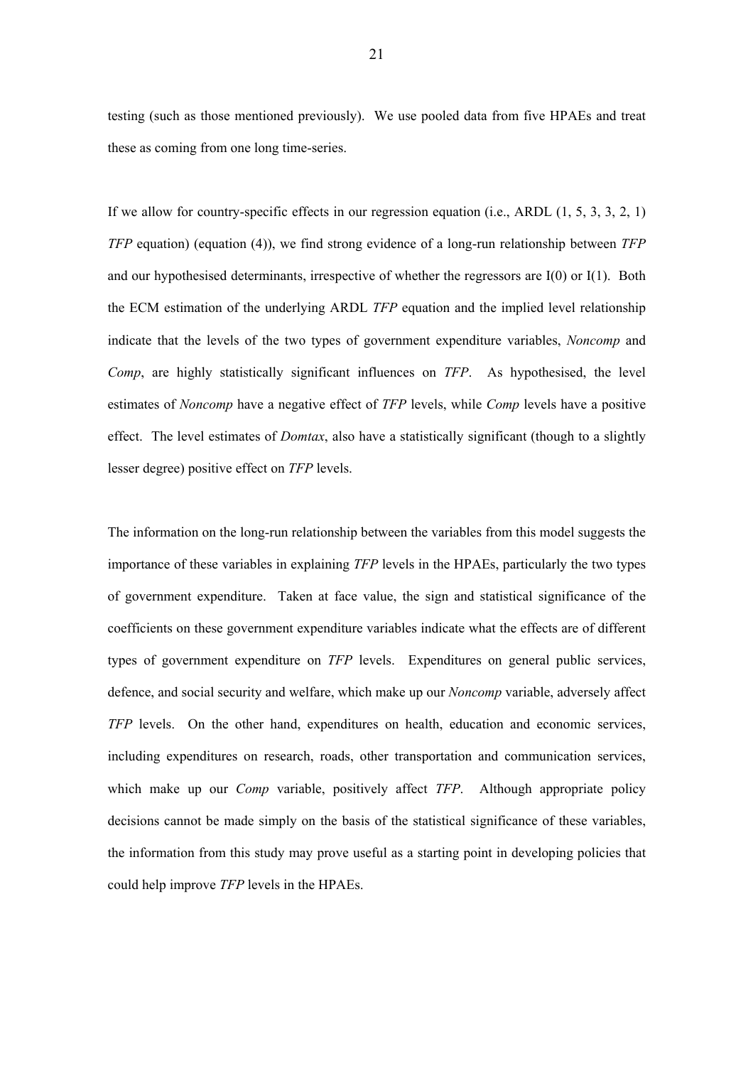testing (such as those mentioned previously). We use pooled data from five HPAEs and treat these as coming from one long time-series.

If we allow for country-specific effects in our regression equation (i.e., ARDL (1, 5, 3, 3, 2, 1) *TFP* equation) (equation (4)), we find strong evidence of a long-run relationship between *TFP* and our hypothesised determinants, irrespective of whether the regressors are I(0) or I(1). Both the ECM estimation of the underlying ARDL *TFP* equation and the implied level relationship indicate that the levels of the two types of government expenditure variables, *Noncomp* and *Comp*, are highly statistically significant influences on *TFP*. As hypothesised, the level estimates of *Noncomp* have a negative effect of *TFP* levels, while *Comp* levels have a positive effect. The level estimates of *Domtax*, also have a statistically significant (though to a slightly lesser degree) positive effect on *TFP* levels.

The information on the long-run relationship between the variables from this model suggests the importance of these variables in explaining *TFP* levels in the HPAEs, particularly the two types of government expenditure. Taken at face value, the sign and statistical significance of the coefficients on these government expenditure variables indicate what the effects are of different types of government expenditure on *TFP* levels. Expenditures on general public services, defence, and social security and welfare, which make up our *Noncomp* variable, adversely affect *TFP* levels. On the other hand, expenditures on health, education and economic services, including expenditures on research, roads, other transportation and communication services, which make up our *Comp* variable, positively affect *TFP*. Although appropriate policy decisions cannot be made simply on the basis of the statistical significance of these variables, the information from this study may prove useful as a starting point in developing policies that could help improve *TFP* levels in the HPAEs.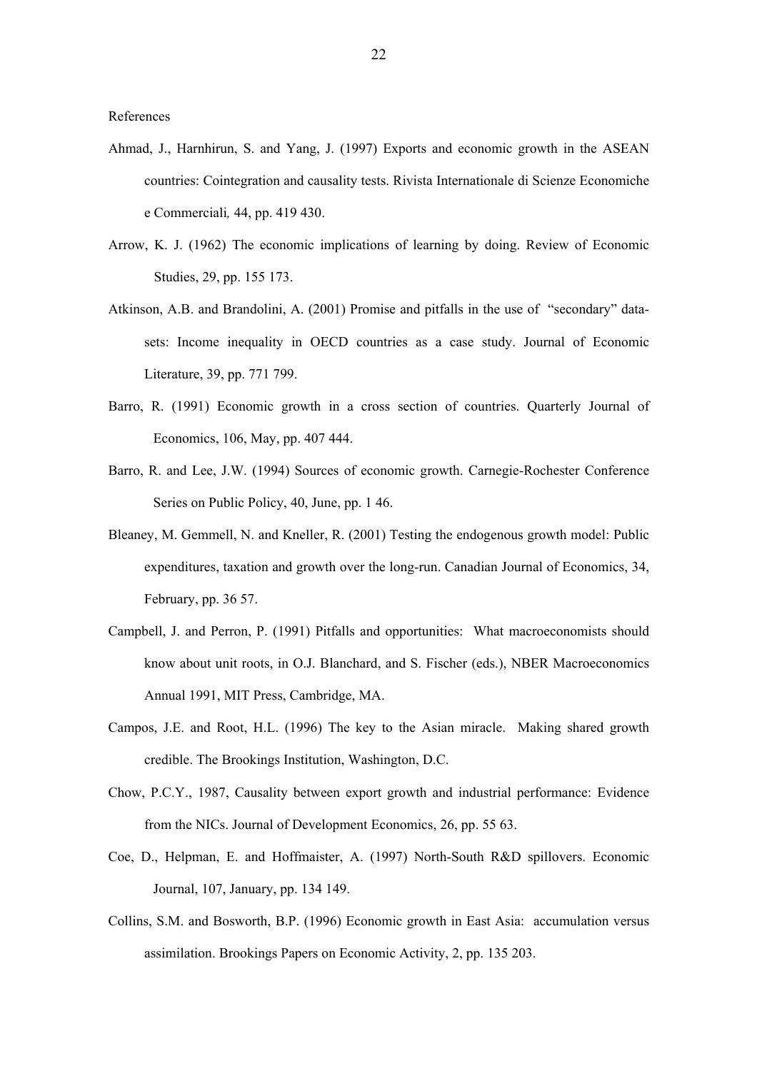References

Ahmad, J., Harnhirun, S. and Yang, J. (1997) Exports and economic growth in the ASEAN countries: Cointegration and causality tests. Rivista Internationale di Scienze Economiche e Commerciali*,* 44, pp. 419 430.

Arrow, K. J. (1962) The economic implications of learning by doing. Review of Economic Studies, 29, pp. 155 173.

Atkinson, A.B. and Brandolini, A. (2001) Promise and pitfalls in the use of "secondary" data-sets: Income inequality in OECD countries as a case study. Journal of Economic Literature, 39, pp. 771 799.

Barro, R. (1991) Economic growth in a cross section of countries. Quarterly Journal of Economics, 106, May, pp. 407 444.

Barro, R. and Lee, J.W. (1994) Sources of economic growth. Carnegie-Rochester Conference Series on Public Policy, 40, June, pp. 1 46.

Bleaney, M. Gemmell, N. and Kneller, R. (2001) Testing the endogenous growth model: Public expenditures, taxation and growth over the long-run. Canadian Journal of Economics, 34, February, pp. 36 57.

Campbell, J. and Perron, P. (1991) Pitfalls and opportunities: What macroeconomists should know about unit roots, in O.J. Blanchard, and S. Fischer (eds.), NBER Macroeconomics Annual 1991, MIT Press, Cambridge, MA.

Campos, J.E. and Root, H.L. (1996) The key to the Asian miracle. Making shared growth credible. The Brookings Institution, Washington, D.C.

Chow, P.C.Y., 1987, Causality between export growth and industrial performance: Evidence from the NICs. Journal of Development Economics, 26, pp. 55 63.

Coe, D., Helpman, E. and Hoffmaister, A. (1997) North-South R&D spillovers. Economic Journal, 107, January, pp. 134 149.

Collins, S.M. and Bosworth, B.P. (1996) Economic growth in East Asia: accumulation versus assimilation. Brookings Papers on Economic Activity, 2, pp. 135 203.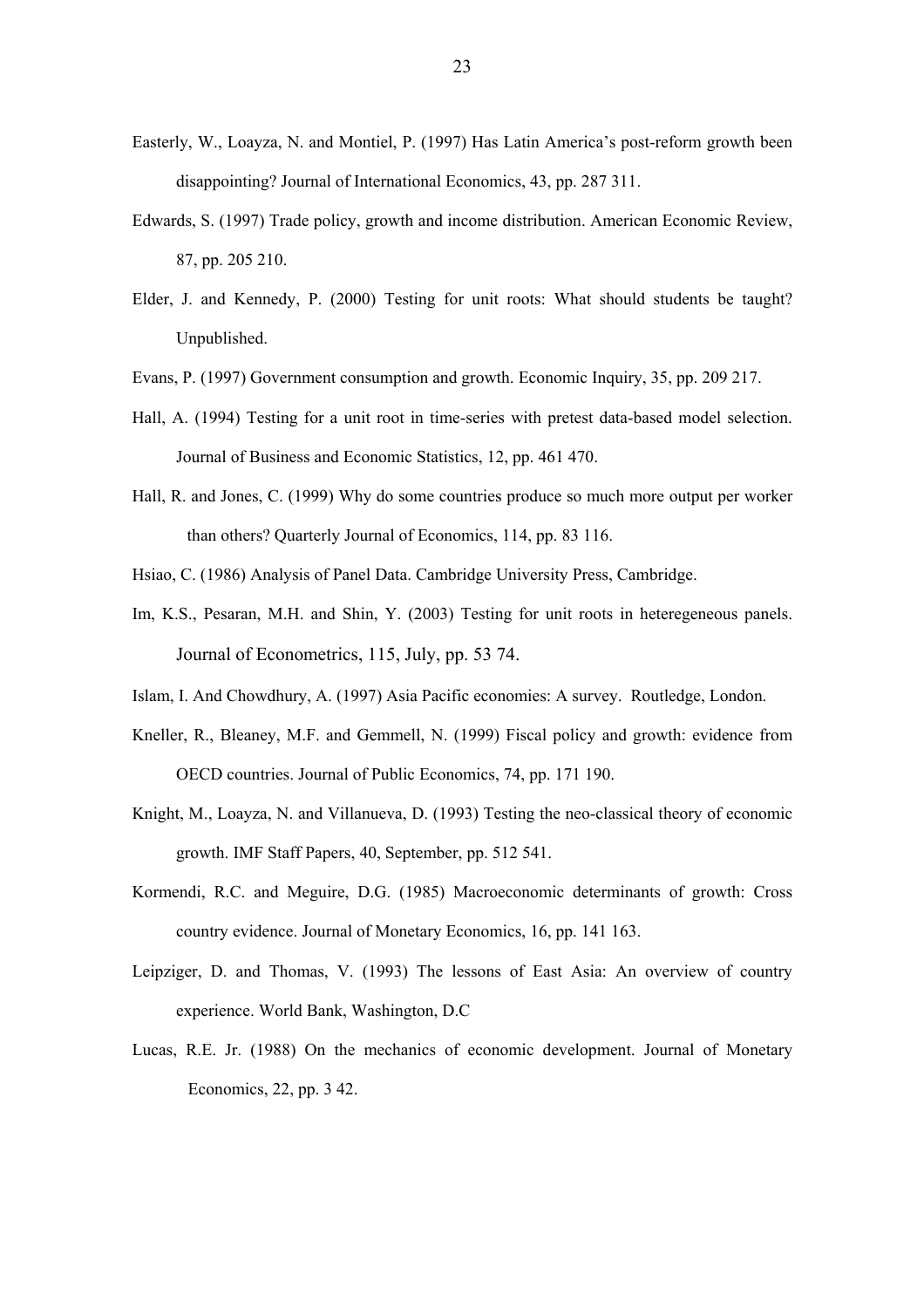Easterly, W., Loayza, N. and Montiel, P. (1997) Has Latin America's post-reform growth been disappointing? Journal of International Economics, 43, pp. 287 311.

Edwards, S. (1997) Trade policy, growth and income distribution. American Economic Review, 87, pp. 205 210.

Elder, J. and Kennedy, P. (2000) Testing for unit roots: What should students be taught? Unpublished.

Evans, P. (1997) Government consumption and growth. Economic Inquiry, 35, pp. 209 217.

Hall, A. (1994) Testing for a unit root in time-series with pretest data-based model selection. Journal of Business and Economic Statistics, 12, pp. 461 470.

Hall, R. and Jones, C. (1999) Why do some countries produce so much more output per worker than others? Quarterly Journal of Economics, 114, pp. 83 116.

Hsiao, C. (1986) Analysis of Panel Data. Cambridge University Press, Cambridge.

Im, K.S., Pesaran, M.H. and Shin, Y. (2003) Testing for unit roots in heteregeneous panels. Journal of Econometrics, 115, July, pp. 53 74.

Islam, I. And Chowdhury, A. (1997) Asia Pacific economies: A survey. Routledge, London.

Kneller, R., Bleaney, M.F. and Gemmell, N. (1999) Fiscal policy and growth: evidence from OECD countries. Journal of Public Economics, 74, pp. 171 190.

Knight, M., Loayza, N. and Villanueva, D. (1993) Testing the neo-classical theory of economic growth. IMF Staff Papers, 40, September, pp. 512 541.

Kormendi, R.C. and Meguire, D.G. (1985) Macroeconomic determinants of growth: Cross country evidence. Journal of Monetary Economics, 16, pp. 141 163.

Leipziger, D. and Thomas, V. (1993) The lessons of East Asia: An overview of country experience. World Bank, Washington, D.C

Lucas, R.E. Jr. (1988) On the mechanics of economic development. Journal of Monetary Economics, 22, pp. 3 42.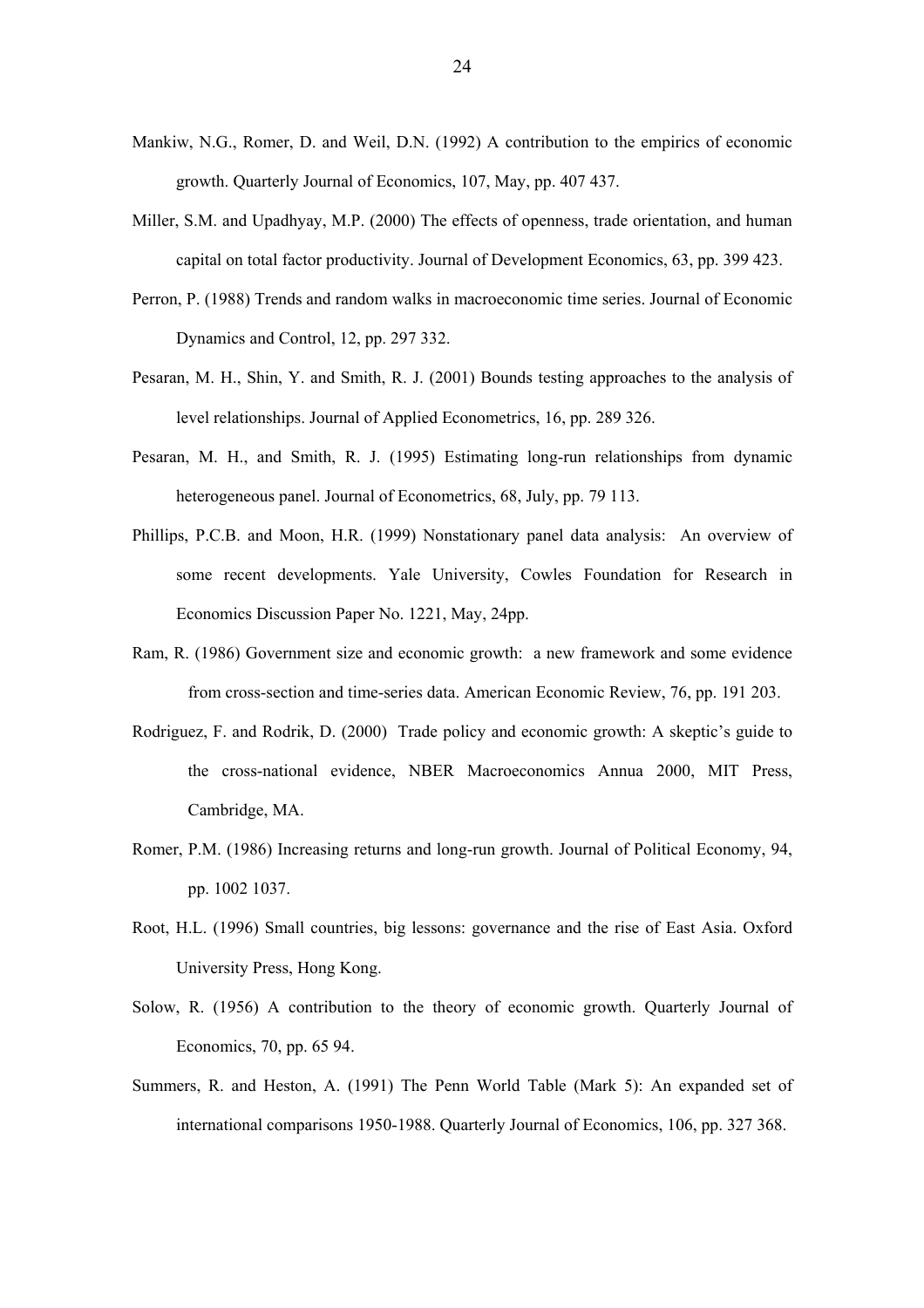Mankiw, N.G., Romer, D. and Weil, D.N. (1992) A contribution to the empirics of economic growth. Quarterly Journal of Economics, 107, May, pp. 407 437.

Miller, S.M. and Upadhyay, M.P. (2000) The effects of openness, trade orientation, and human capital on total factor productivity. Journal of Development Economics, 63, pp. 399 423.

Perron, P. (1988) Trends and random walks in macroeconomic time series. Journal of Economic Dynamics and Control, 12, pp. 297 332.

Pesaran, M. H., Shin, Y. and Smith, R. J. (2001) Bounds testing approaches to the analysis of level relationships. Journal of Applied Econometrics, 16, pp. 289 326.

Pesaran, M. H., and Smith, R. J. (1995) Estimating long-run relationships from dynamic heterogeneous panel. Journal of Econometrics, 68, July, pp. 79 113.

Phillips, P.C.B. and Moon, H.R. (1999) Nonstationary panel data analysis: An overview of some recent developments. Yale University, Cowles Foundation for Research in Economics Discussion Paper No. 1221, May, 24pp.

Ram, R. (1986) Government size and economic growth: a new framework and some evidence from cross-section and time-series data. American Economic Review, 76, pp. 191 203.

Rodriguez, F. and Rodrik, D. (2000) Trade policy and economic growth: A skeptic's guide to the cross-national evidence, NBER Macroeconomics Annua 2000, MIT Press, Cambridge, MA.

Romer, P.M. (1986) Increasing returns and long-run growth. Journal of Political Economy, 94, pp. 1002 1037.

Root, H.L. (1996) Small countries, big lessons: governance and the rise of East Asia. Oxford University Press, Hong Kong.

Solow, R. (1956) A contribution to the theory of economic growth. Quarterly Journal of Economics, 70, pp. 65 94.

Summers, R. and Heston, A. (1991) The Penn World Table (Mark 5): An expanded set of international comparisons 1950-1988. Quarterly Journal of Economics, 106, pp. 327 368.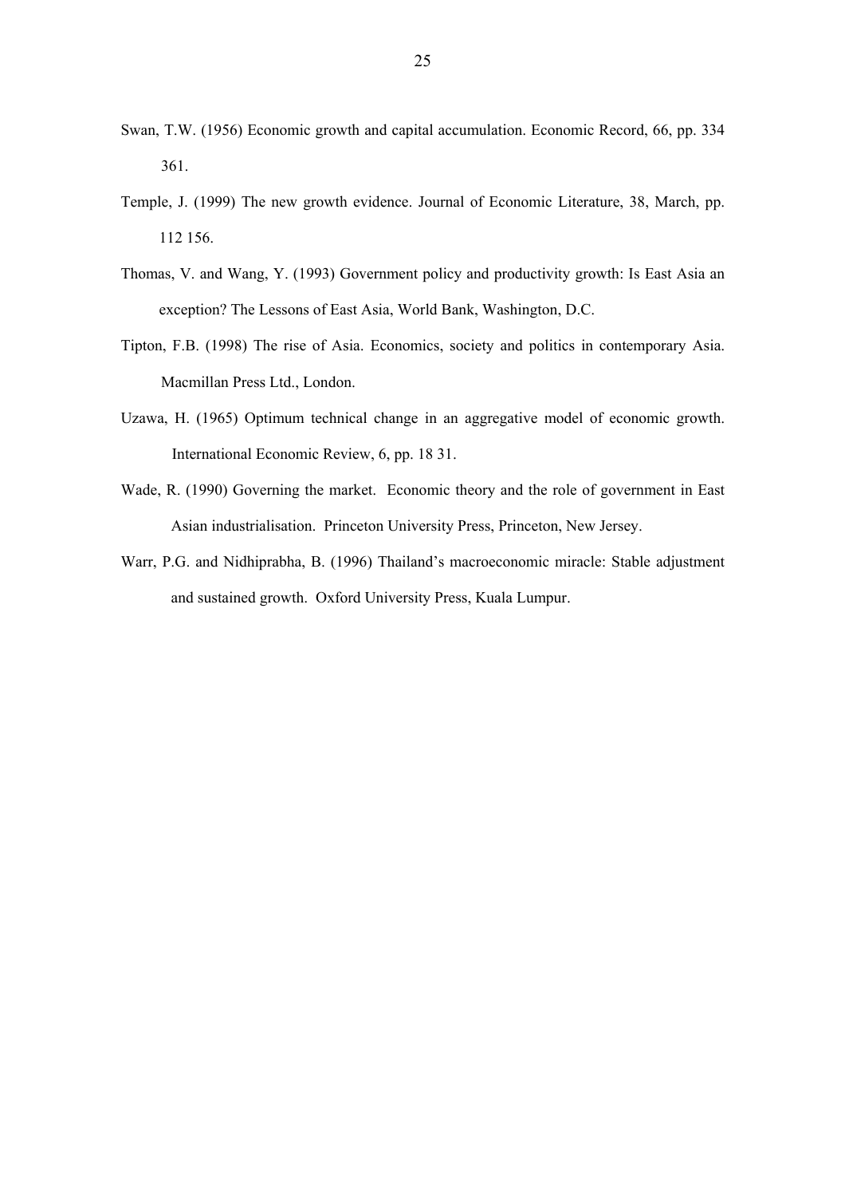Swan, T.W. (1956) Economic growth and capital accumulation. Economic Record, 66, pp. 334 361.

Temple, J. (1999) The new growth evidence. Journal of Economic Literature, 38, March, pp. 112 156.

Thomas, V. and Wang, Y. (1993) Government policy and productivity growth: Is East Asia an exception? The Lessons of East Asia, World Bank, Washington, D.C.

Tipton, F.B. (1998) The rise of Asia. Economics, society and politics in contemporary Asia. Macmillan Press Ltd., London.

Uzawa, H. (1965) Optimum technical change in an aggregative model of economic growth. International Economic Review, 6, pp. 18 31.

Wade, R. (1990) Governing the market. Economic theory and the role of government in East Asian industrialisation. Princeton University Press, Princeton, New Jersey.

Warr, P.G. and Nidhiprabha, B. (1996) Thailand's macroeconomic miracle: Stable adjustment and sustained growth. Oxford University Press, Kuala Lumpur.